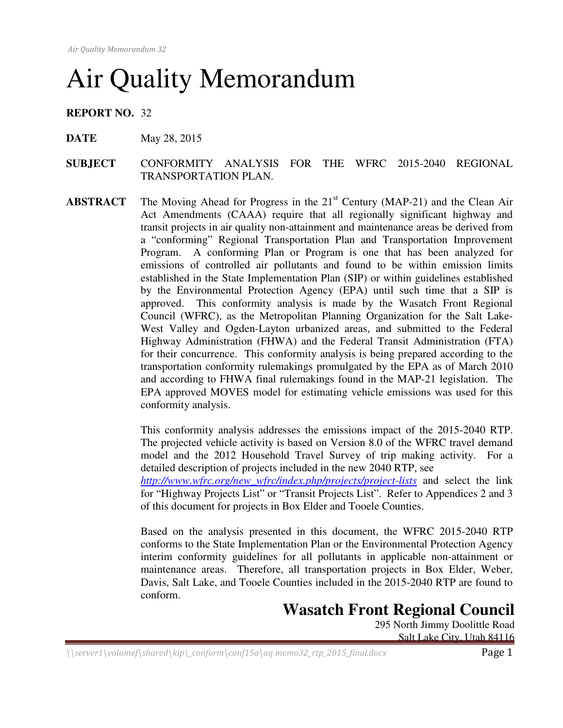# Air Quality Memorandum

**REPORT NO.** 32

**DATE** May 28, 2015

**SUBJECT** CONFORMITY ANALYSIS FOR THE WFRC 2015-2040 REGIONAL TRANSPORTATION PLAN.

**ABSTRACT** The Moving Ahead for Progress in the 21st Century (MAP-21) and the Clean Air Act Amendments (CAAA) require that all regionally significant highway and transit projects in air quality non-attainment and maintenance areas be derived from a "conforming" Regional Transportation Plan and Transportation Improvement Program. A conforming Plan or Program is one that has been analyzed for emissions of controlled air pollutants and found to be within emission limits established in the State Implementation Plan (SIP) or within guidelines established by the Environmental Protection Agency (EPA) until such time that a SIP is approved. This conformity analysis is made by the Wasatch Front Regional Council (WFRC), as the Metropolitan Planning Organization for the Salt Lake-West Valley and Ogden-Layton urbanized areas, and submitted to the Federal Highway Administration (FHWA) and the Federal Transit Administration (FTA) for their concurrence. This conformity analysis is being prepared according to the transportation conformity rulemakings promulgated by the EPA as of March 2010 and according to FHWA final rulemakings found in the MAP-21 legislation. The EPA approved MOVES model for estimating vehicle emissions was used for this conformity analysis.

This conformity analysis addresses the emissions impact of the 2015-2040 RTP. The projected vehicle activity is based on Version 8.0 of the WFRC travel demand model and the 2012 Household Travel Survey of trip making activity. For a detailed description of projects included in the new 2040 RTP, see *http://www.wfrc.org/new_wfrc/index.php/projects/project-lists* and select the link for "Highway Projects List" or "Transit Projects List". Refer to Appendices 2 and 3 of this document for projects in Box Elder and Tooele Counties.

Based on the analysis presented in this document, the WFRC 2015-2040 RTP conforms to the State Implementation Plan or the Environmental Protection Agency interim conformity guidelines for all pollutants in applicable non-attainment or maintenance areas. Therefore, all transportation projects in Box Elder, Weber, Davis, Salt Lake, and Tooele Counties included in the 2015-2040 RTP are found to conform.

**Wasatch Front Regional Council**
295 North Jimmy Doolittle Road
Salt Lake City, Utah 84116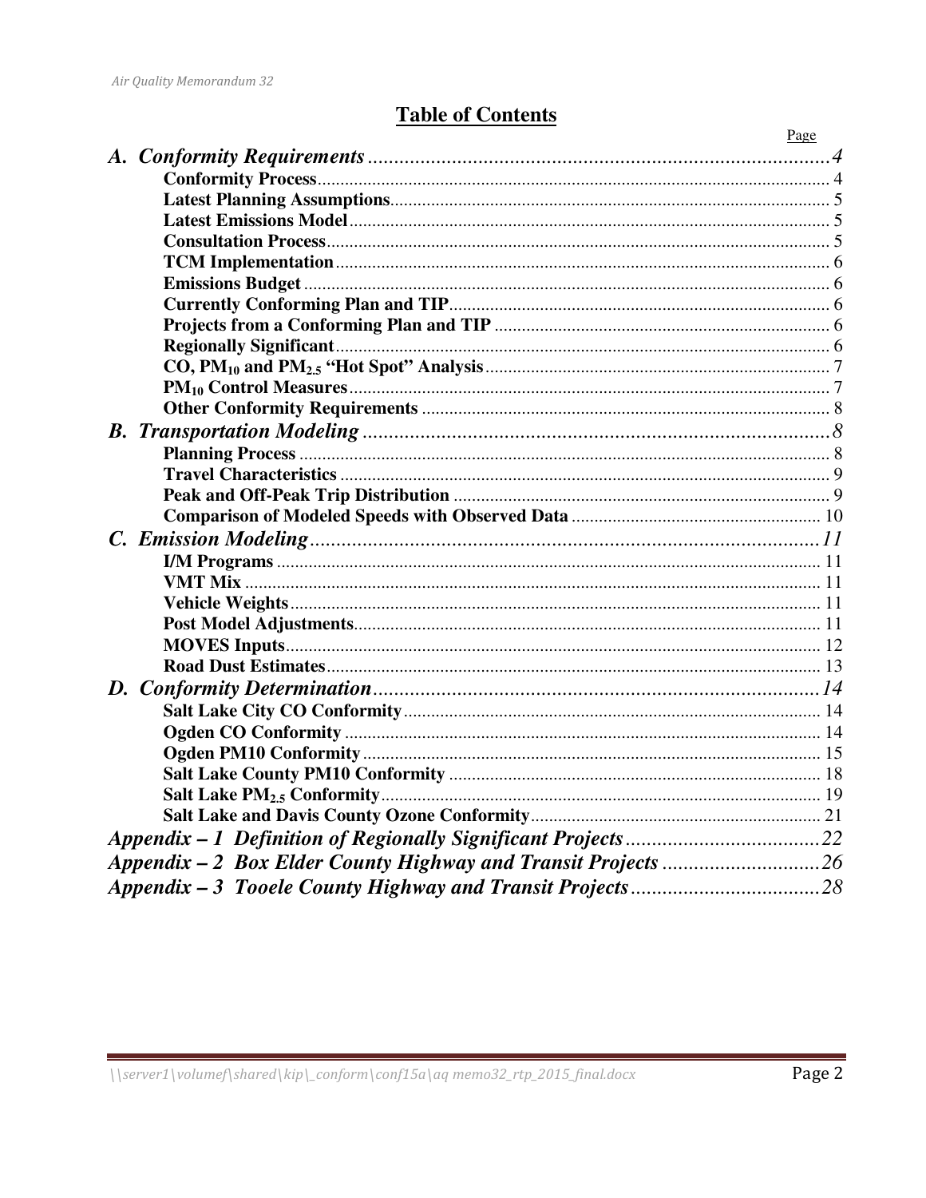# Table of Contents

| | Page |
|---|---|
| ***A. Conformity Requirements*** | *4* |
| **Conformity Process** | 4 |
| **Latest Planning Assumptions** | 5 |
| **Latest Emissions Model** | 5 |
| **Consultation Process** | 5 |
| **TCM Implementation** | 6 |
| **Emissions Budget** | 6 |
| **Currently Conforming Plan and TIP** | 6 |
| **Projects from a Conforming Plan and TIP** | 6 |
| **Regionally Significant** | 6 |
| **CO, $PM_{10}$ and $PM_{2.5}$ "Hot Spot" Analysis** | 7 |
| **$PM_{10}$ Control Measures** | 7 |
| **Other Conformity Requirements** | 8 |
| ***B. Transportation Modeling*** | *8* |
| **Planning Process** | 8 |
| **Travel Characteristics** | 9 |
| **Peak and Off-Peak Trip Distribution** | 9 |
| **Comparison of Modeled Speeds with Observed Data** | 10 |
| ***C. Emission Modeling*** | *11* |
| **I/M Programs** | 11 |
| **VMT Mix** | 11 |
| **Vehicle Weights** | 11 |
| **Post Model Adjustments** | 11 |
| **MOVES Inputs** | 12 |
| **Road Dust Estimates** | 13 |
| ***D. Conformity Determination*** | *14* |
| **Salt Lake City CO Conformity** | 14 |
| **Ogden CO Conformity** | 14 |
| **Ogden PM10 Conformity** | 15 |
| **Salt Lake County PM10 Conformity** | 18 |
| **Salt Lake $PM_{2.5}$ Conformity** | 19 |
| **Salt Lake and Davis County Ozone Conformity** | 21 |
| ***Appendix – 1 Definition of Regionally Significant Projects*** | *22* |
| ***Appendix – 2 Box Elder County Highway and Transit Projects*** | *26* |
| ***Appendix – 3 Tooele County Highway and Transit Projects*** | *28* |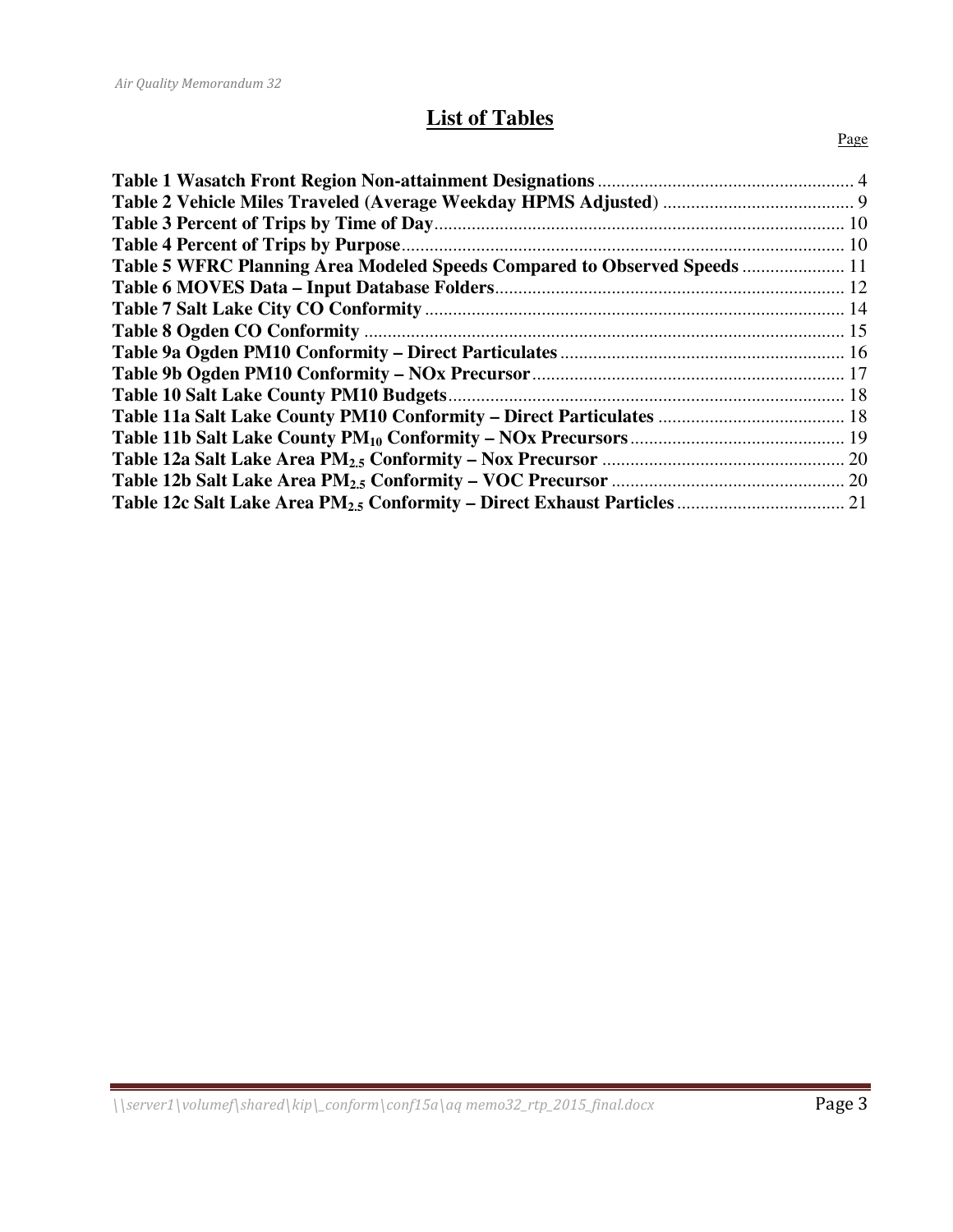# List of Tables

Page

**Table 1 Wasatch Front Region Non-attainment Designations** ........ 4
**Table 2 Vehicle Miles Traveled (Average Weekday HPMS Adjusted)** ........ 9
**Table 3 Percent of Trips by Time of Day** ........ 10
**Table 4 Percent of Trips by Purpose** ........ 10
**Table 5 WFRC Planning Area Modeled Speeds Compared to Observed Speeds** ........ 11
**Table 6 MOVES Data – Input Database Folders** ........ 12
**Table 7 Salt Lake City CO Conformity** ........ 14
**Table 8 Ogden CO Conformity** ........ 15
**Table 9a Ogden PM10 Conformity – Direct Particulates** ........ 16
**Table 9b Ogden PM10 Conformity – NOx Precursor** ........ 17
**Table 10 Salt Lake County PM10 Budgets** ........ 18
**Table 11a Salt Lake County PM10 Conformity – Direct Particulates** ........ 18
**Table 11b Salt Lake County $PM_{10}$ Conformity – NOx Precursors** ........ 19
**Table 12a Salt Lake Area $PM_{2.5}$ Conformity – Nox Precursor** ........ 20
**Table 12b Salt Lake Area $PM_{2.5}$ Conformity – VOC Precursor** ........ 20
**Table 12c Salt Lake Area $PM_{2.5}$ Conformity – Direct Exhaust Particles** ........ 21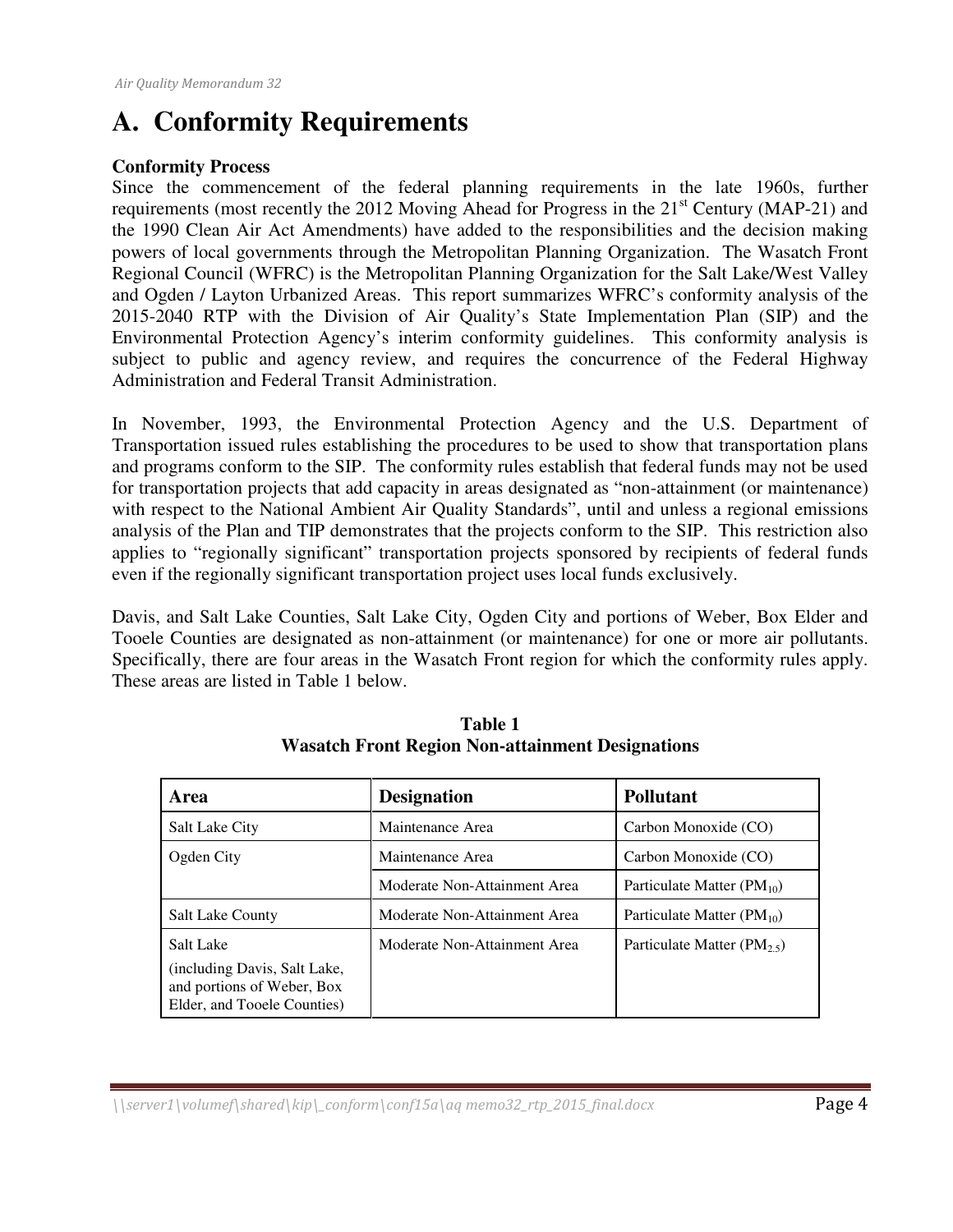# A. Conformity Requirements

**Conformity Process**

Since the commencement of the federal planning requirements in the late 1960s, further requirements (most recently the 2012 Moving Ahead for Progress in the 21st Century (MAP-21) and the 1990 Clean Air Act Amendments) have added to the responsibilities and the decision making powers of local governments through the Metropolitan Planning Organization. The Wasatch Front Regional Council (WFRC) is the Metropolitan Planning Organization for the Salt Lake/West Valley and Ogden / Layton Urbanized Areas. This report summarizes WFRC's conformity analysis of the 2015-2040 RTP with the Division of Air Quality's State Implementation Plan (SIP) and the Environmental Protection Agency's interim conformity guidelines. This conformity analysis is subject to public and agency review, and requires the concurrence of the Federal Highway Administration and Federal Transit Administration.

In November, 1993, the Environmental Protection Agency and the U.S. Department of Transportation issued rules establishing the procedures to be used to show that transportation plans and programs conform to the SIP. The conformity rules establish that federal funds may not be used for transportation projects that add capacity in areas designated as "non-attainment (or maintenance) with respect to the National Ambient Air Quality Standards", until and unless a regional emissions analysis of the Plan and TIP demonstrates that the projects conform to the SIP. This restriction also applies to "regionally significant" transportation projects sponsored by recipients of federal funds even if the regionally significant transportation project uses local funds exclusively.

Davis, and Salt Lake Counties, Salt Lake City, Ogden City and portions of Weber, Box Elder and Tooele Counties are designated as non-attainment (or maintenance) for one or more air pollutants. Specifically, there are four areas in the Wasatch Front region for which the conformity rules apply. These areas are listed in Table 1 below.

**Table 1**
**Wasatch Front Region Non-attainment Designations**

| Area | Designation | Pollutant |
|---|---|---|
| Salt Lake City | Maintenance Area | Carbon Monoxide (CO) |
| Ogden City | Maintenance Area | Carbon Monoxide (CO) |
| | Moderate Non-Attainment Area | Particulate Matter ($PM_{10}$) |
| Salt Lake County | Moderate Non-Attainment Area | Particulate Matter ($PM_{10}$) |
| Salt Lake (including Davis, Salt Lake, and portions of Weber, Box Elder, and Tooele Counties) | Moderate Non-Attainment Area | Particulate Matter ($PM_{2.5}$) |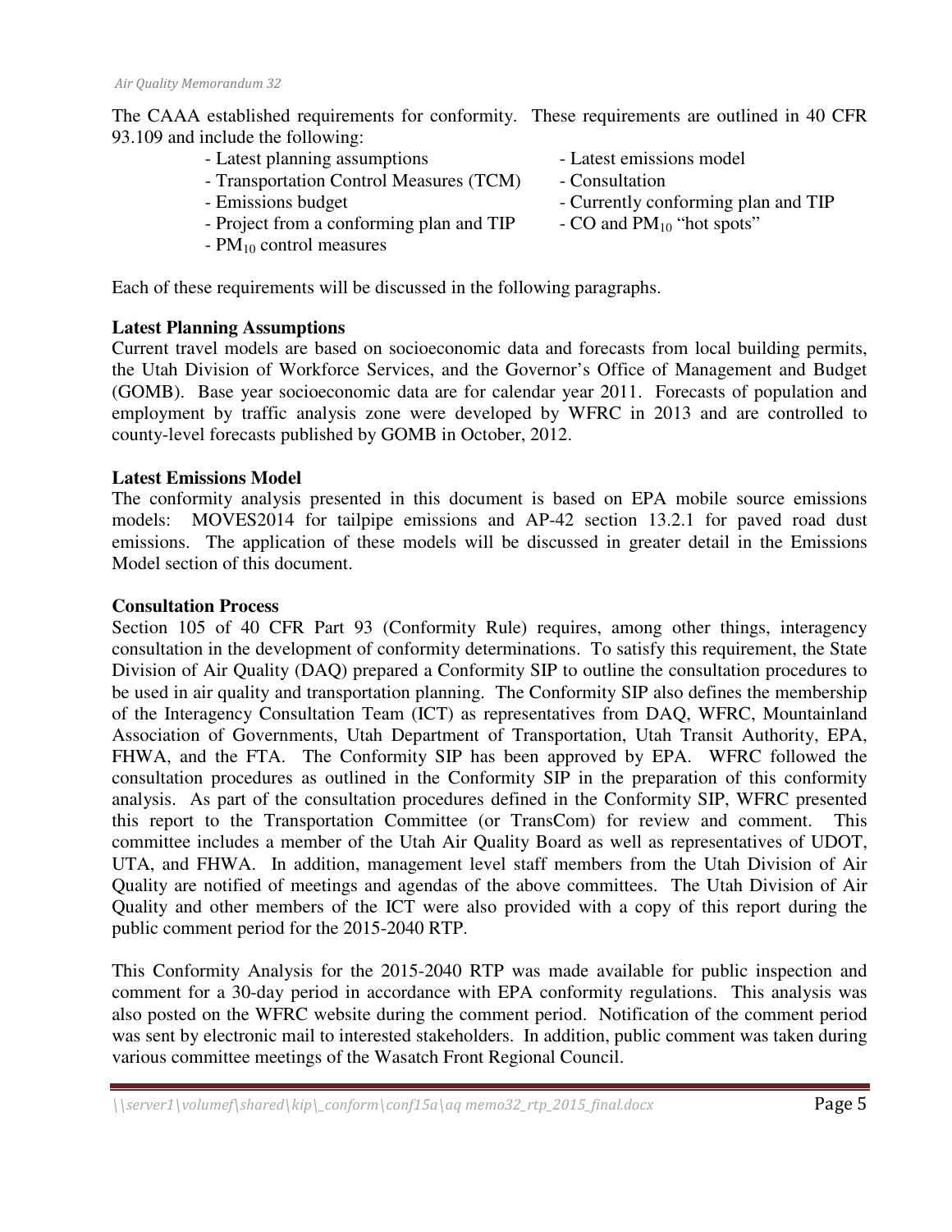The CAAA established requirements for conformity. These requirements are outlined in 40 CFR 93.109 and include the following:

- Latest planning assumptions
- Latest emissions model
- Transportation Control Measures (TCM)
- Consultation
- Emissions budget
- Currently conforming plan and TIP
- Project from a conforming plan and TIP
- CO and $PM_{10}$ "hot spots"
- $PM_{10}$ control measures

Each of these requirements will be discussed in the following paragraphs.

**Latest Planning Assumptions**

Current travel models are based on socioeconomic data and forecasts from local building permits, the Utah Division of Workforce Services, and the Governor's Office of Management and Budget (GOMB). Base year socioeconomic data are for calendar year 2011. Forecasts of population and employment by traffic analysis zone were developed by WFRC in 2013 and are controlled to county-level forecasts published by GOMB in October, 2012.

**Latest Emissions Model**

The conformity analysis presented in this document is based on EPA mobile source emissions models: MOVES2014 for tailpipe emissions and AP-42 section 13.2.1 for paved road dust emissions. The application of these models will be discussed in greater detail in the Emissions Model section of this document.

**Consultation Process**

Section 105 of 40 CFR Part 93 (Conformity Rule) requires, among other things, interagency consultation in the development of conformity determinations. To satisfy this requirement, the State Division of Air Quality (DAQ) prepared a Conformity SIP to outline the consultation procedures to be used in air quality and transportation planning. The Conformity SIP also defines the membership of the Interagency Consultation Team (ICT) as representatives from DAQ, WFRC, Mountainland Association of Governments, Utah Department of Transportation, Utah Transit Authority, EPA, FHWA, and the FTA. The Conformity SIP has been approved by EPA. WFRC followed the consultation procedures as outlined in the Conformity SIP in the preparation of this conformity analysis. As part of the consultation procedures defined in the Conformity SIP, WFRC presented this report to the Transportation Committee (or TransCom) for review and comment. This committee includes a member of the Utah Air Quality Board as well as representatives of UDOT, UTA, and FHWA. In addition, management level staff members from the Utah Division of Air Quality are notified of meetings and agendas of the above committees. The Utah Division of Air Quality and other members of the ICT were also provided with a copy of this report during the public comment period for the 2015-2040 RTP.

This Conformity Analysis for the 2015-2040 RTP was made available for public inspection and comment for a 30-day period in accordance with EPA conformity regulations. This analysis was also posted on the WFRC website during the comment period. Notification of the comment period was sent by electronic mail to interested stakeholders. In addition, public comment was taken during various committee meetings of the Wasatch Front Regional Council.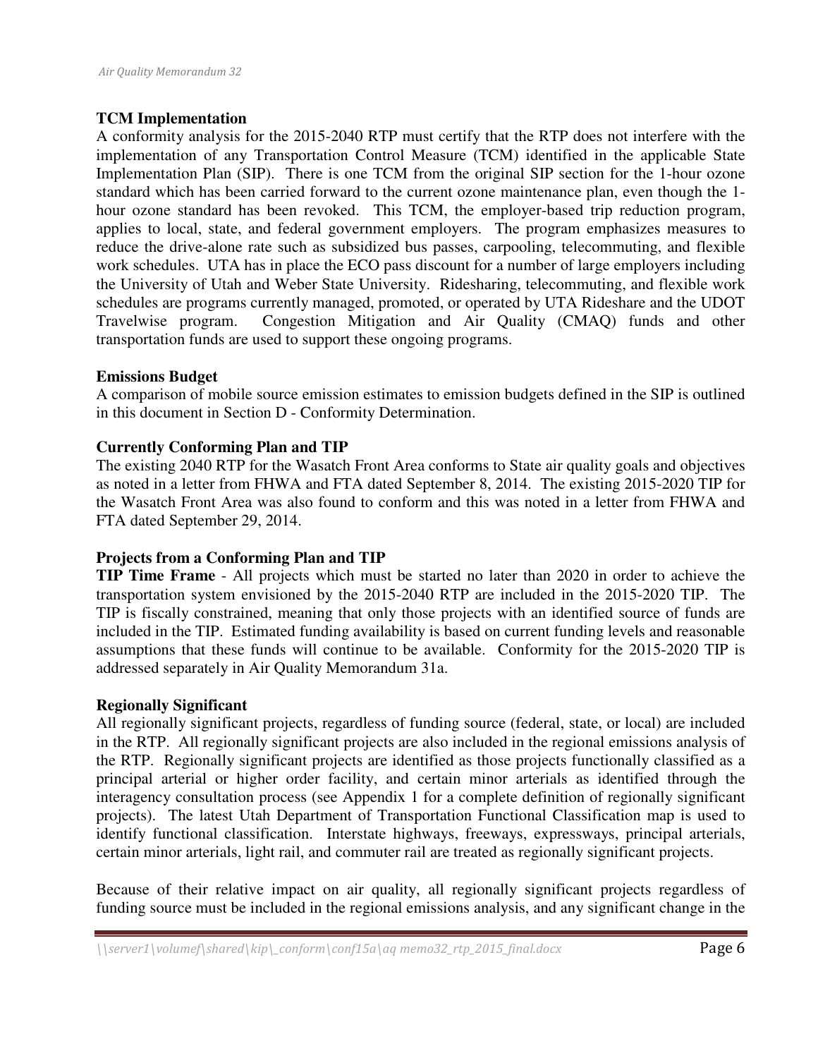**TCM Implementation**

A conformity analysis for the 2015-2040 RTP must certify that the RTP does not interfere with the implementation of any Transportation Control Measure (TCM) identified in the applicable State Implementation Plan (SIP). There is one TCM from the original SIP section for the 1-hour ozone standard which has been carried forward to the current ozone maintenance plan, even though the 1-hour ozone standard has been revoked. This TCM, the employer-based trip reduction program, applies to local, state, and federal government employers. The program emphasizes measures to reduce the drive-alone rate such as subsidized bus passes, carpooling, telecommuting, and flexible work schedules. UTA has in place the ECO pass discount for a number of large employers including the University of Utah and Weber State University. Ridesharing, telecommuting, and flexible work schedules are programs currently managed, promoted, or operated by UTA Rideshare and the UDOT Travelwise program. Congestion Mitigation and Air Quality (CMAQ) funds and other transportation funds are used to support these ongoing programs.

**Emissions Budget**

A comparison of mobile source emission estimates to emission budgets defined in the SIP is outlined in this document in Section D - Conformity Determination.

**Currently Conforming Plan and TIP**

The existing 2040 RTP for the Wasatch Front Area conforms to State air quality goals and objectives as noted in a letter from FHWA and FTA dated September 8, 2014. The existing 2015-2020 TIP for the Wasatch Front Area was also found to conform and this was noted in a letter from FHWA and FTA dated September 29, 2014.

**Projects from a Conforming Plan and TIP**

**TIP Time Frame** - All projects which must be started no later than 2020 in order to achieve the transportation system envisioned by the 2015-2040 RTP are included in the 2015-2020 TIP. The TIP is fiscally constrained, meaning that only those projects with an identified source of funds are included in the TIP. Estimated funding availability is based on current funding levels and reasonable assumptions that these funds will continue to be available. Conformity for the 2015-2020 TIP is addressed separately in Air Quality Memorandum 31a.

**Regionally Significant**

All regionally significant projects, regardless of funding source (federal, state, or local) are included in the RTP. All regionally significant projects are also included in the regional emissions analysis of the RTP. Regionally significant projects are identified as those projects functionally classified as a principal arterial or higher order facility, and certain minor arterials as identified through the interagency consultation process (see Appendix 1 for a complete definition of regionally significant projects). The latest Utah Department of Transportation Functional Classification map is used to identify functional classification. Interstate highways, freeways, expressways, principal arterials, certain minor arterials, light rail, and commuter rail are treated as regionally significant projects.

Because of their relative impact on air quality, all regionally significant projects regardless of funding source must be included in the regional emissions analysis, and any significant change in the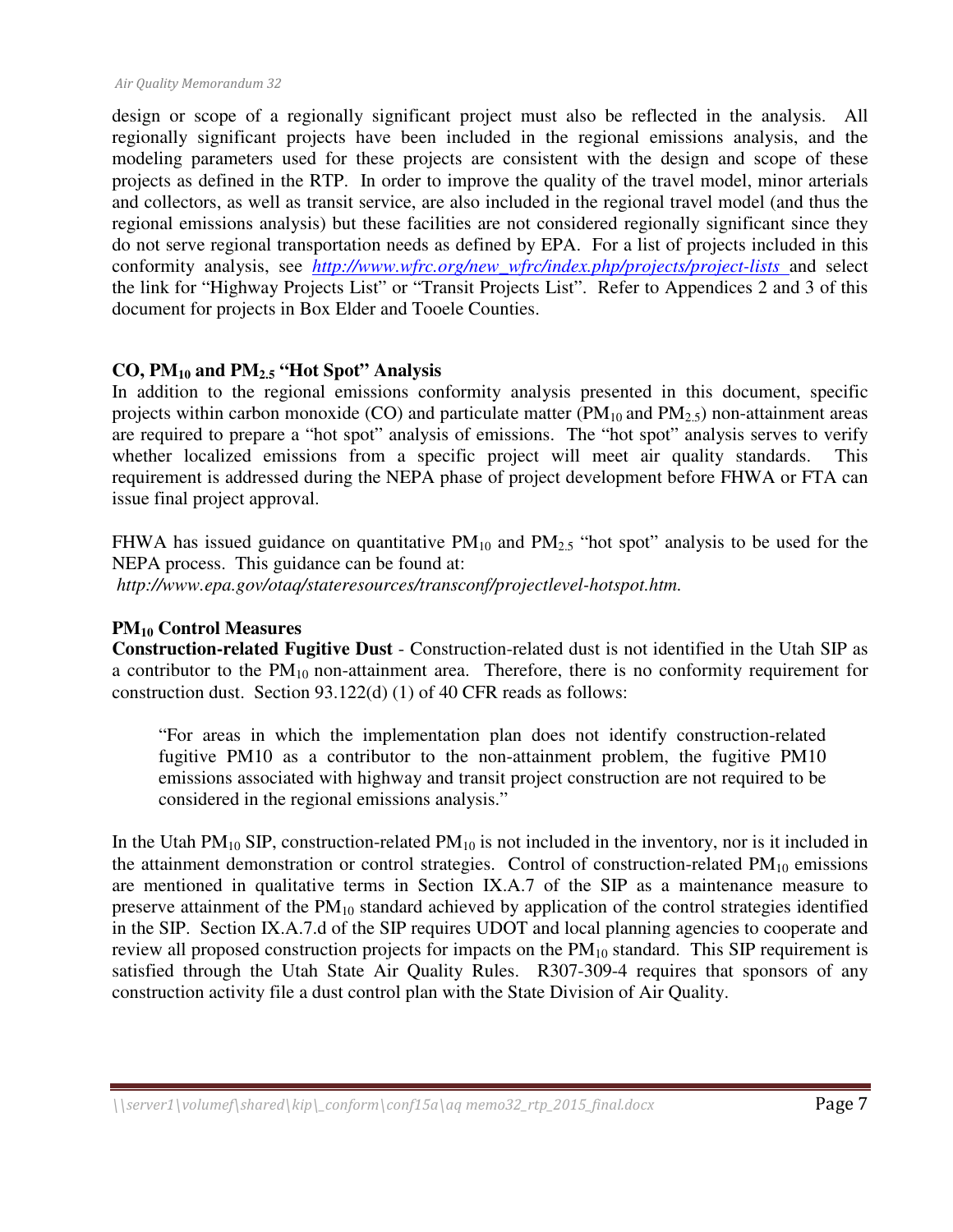design or scope of a regionally significant project must also be reflected in the analysis. All regionally significant projects have been included in the regional emissions analysis, and the modeling parameters used for these projects are consistent with the design and scope of these projects as defined in the RTP. In order to improve the quality of the travel model, minor arterials and collectors, as well as transit service, are also included in the regional travel model (and thus the regional emissions analysis) but these facilities are not considered regionally significant since they do not serve regional transportation needs as defined by EPA. For a list of projects included in this conformity analysis, see *http://www.wfrc.org/new_wfrc/index.php/projects/project-lists* and select the link for "Highway Projects List" or "Transit Projects List". Refer to Appendices 2 and 3 of this document for projects in Box Elder and Tooele Counties.

### CO, $PM_{10}$ and $PM_{2.5}$ "Hot Spot" Analysis

In addition to the regional emissions conformity analysis presented in this document, specific projects within carbon monoxide (CO) and particulate matter ($PM_{10}$ and $PM_{2.5}$) non-attainment areas are required to prepare a "hot spot" analysis of emissions. The "hot spot" analysis serves to verify whether localized emissions from a specific project will meet air quality standards. This requirement is addressed during the NEPA phase of project development before FHWA or FTA can issue final project approval.

FHWA has issued guidance on quantitative $PM_{10}$ and $PM_{2.5}$ "hot spot" analysis to be used for the NEPA process. This guidance can be found at:
*http://www.epa.gov/otaq/stateresources/transconf/projectlevel-hotspot.htm.*

### $PM_{10}$ Control Measures

**Construction-related Fugitive Dust** - Construction-related dust is not identified in the Utah SIP as a contributor to the $PM_{10}$ non-attainment area. Therefore, there is no conformity requirement for construction dust. Section 93.122(d) (1) of 40 CFR reads as follows:

> "For areas in which the implementation plan does not identify construction-related fugitive PM10 as a contributor to the non-attainment problem, the fugitive PM10 emissions associated with highway and transit project construction are not required to be considered in the regional emissions analysis."

In the Utah $PM_{10}$ SIP, construction-related $PM_{10}$ is not included in the inventory, nor is it included in the attainment demonstration or control strategies. Control of construction-related $PM_{10}$ emissions are mentioned in qualitative terms in Section IX.A.7 of the SIP as a maintenance measure to preserve attainment of the $PM_{10}$ standard achieved by application of the control strategies identified in the SIP. Section IX.A.7.d of the SIP requires UDOT and local planning agencies to cooperate and review all proposed construction projects for impacts on the $PM_{10}$ standard. This SIP requirement is satisfied through the Utah State Air Quality Rules. R307-309-4 requires that sponsors of any construction activity file a dust control plan with the State Division of Air Quality.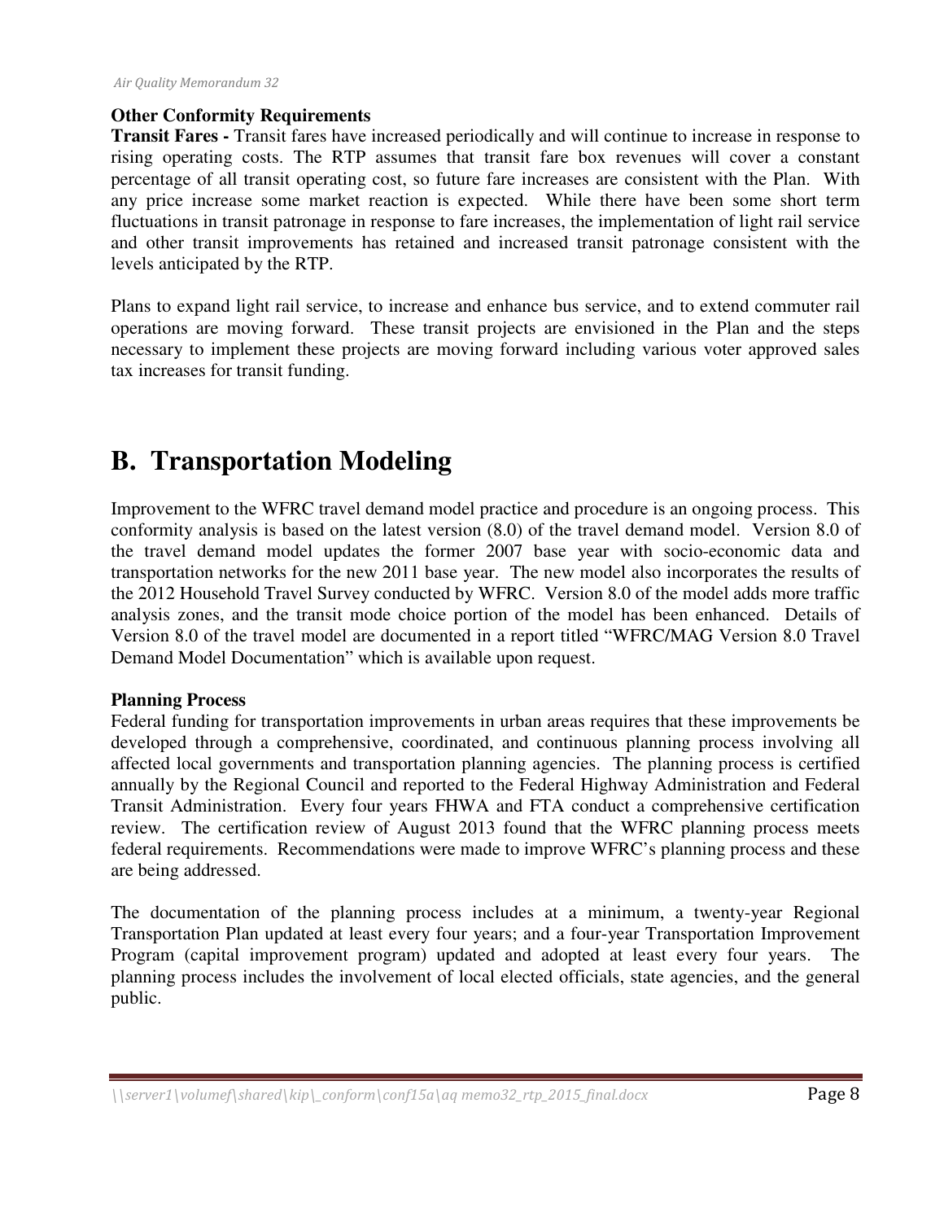**Other Conformity Requirements**

**Transit Fares -** Transit fares have increased periodically and will continue to increase in response to rising operating costs. The RTP assumes that transit fare box revenues will cover a constant percentage of all transit operating cost, so future fare increases are consistent with the Plan. With any price increase some market reaction is expected. While there have been some short term fluctuations in transit patronage in response to fare increases, the implementation of light rail service and other transit improvements has retained and increased transit patronage consistent with the levels anticipated by the RTP.

Plans to expand light rail service, to increase and enhance bus service, and to extend commuter rail operations are moving forward. These transit projects are envisioned in the Plan and the steps necessary to implement these projects are moving forward including various voter approved sales tax increases for transit funding.

# B. Transportation Modeling

Improvement to the WFRC travel demand model practice and procedure is an ongoing process. This conformity analysis is based on the latest version (8.0) of the travel demand model. Version 8.0 of the travel demand model updates the former 2007 base year with socio-economic data and transportation networks for the new 2011 base year. The new model also incorporates the results of the 2012 Household Travel Survey conducted by WFRC. Version 8.0 of the model adds more traffic analysis zones, and the transit mode choice portion of the model has been enhanced. Details of Version 8.0 of the travel model are documented in a report titled "WFRC/MAG Version 8.0 Travel Demand Model Documentation" which is available upon request.

**Planning Process**

Federal funding for transportation improvements in urban areas requires that these improvements be developed through a comprehensive, coordinated, and continuous planning process involving all affected local governments and transportation planning agencies. The planning process is certified annually by the Regional Council and reported to the Federal Highway Administration and Federal Transit Administration. Every four years FHWA and FTA conduct a comprehensive certification review. The certification review of August 2013 found that the WFRC planning process meets federal requirements. Recommendations were made to improve WFRC's planning process and these are being addressed.

The documentation of the planning process includes at a minimum, a twenty-year Regional Transportation Plan updated at least every four years; and a four-year Transportation Improvement Program (capital improvement program) updated and adopted at least every four years. The planning process includes the involvement of local elected officials, state agencies, and the general public.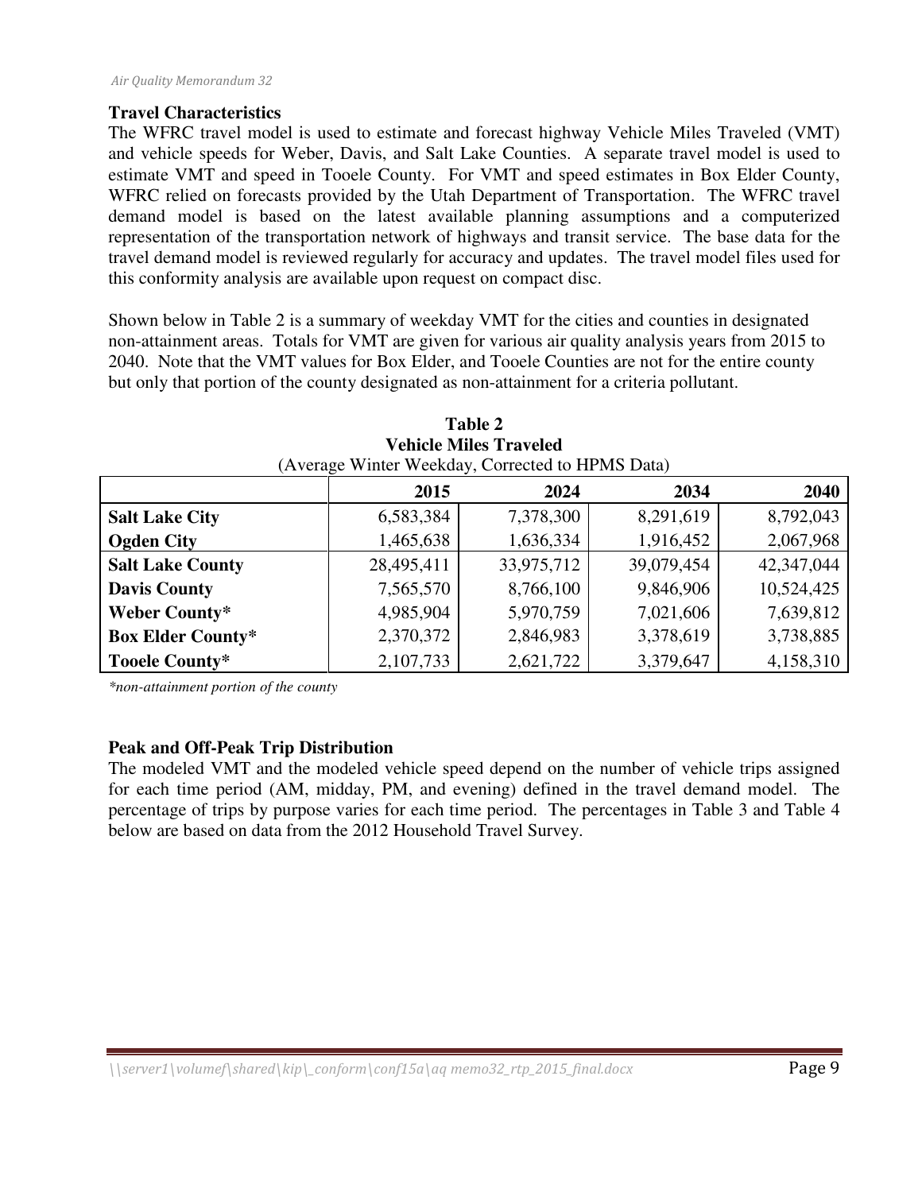**Travel Characteristics**

The WFRC travel model is used to estimate and forecast highway Vehicle Miles Traveled (VMT) and vehicle speeds for Weber, Davis, and Salt Lake Counties. A separate travel model is used to estimate VMT and speed in Tooele County. For VMT and speed estimates in Box Elder County, WFRC relied on forecasts provided by the Utah Department of Transportation. The WFRC travel demand model is based on the latest available planning assumptions and a computerized representation of the transportation network of highways and transit service. The base data for the travel demand model is reviewed regularly for accuracy and updates. The travel model files used for this conformity analysis are available upon request on compact disc.

Shown below in Table 2 is a summary of weekday VMT for the cities and counties in designated non-attainment areas. Totals for VMT are given for various air quality analysis years from 2015 to 2040. Note that the VMT values for Box Elder, and Tooele Counties are not for the entire county but only that portion of the county designated as non-attainment for a criteria pollutant.

**Table 2**
**Vehicle Miles Traveled**
(Average Winter Weekday, Corrected to HPMS Data)

| | 2015 | 2024 | 2034 | 2040 |
|---|---|---|---|---|
| **Salt Lake City** | 6,583,384 | 7,378,300 | 8,291,619 | 8,792,043 |
| **Ogden City** | 1,465,638 | 1,636,334 | 1,916,452 | 2,067,968 |
| **Salt Lake County** | 28,495,411 | 33,975,712 | 39,079,454 | 42,347,044 |
| **Davis County** | 7,565,570 | 8,766,100 | 9,846,906 | 10,524,425 |
| **Weber County*** | 4,985,904 | 5,970,759 | 7,021,606 | 7,639,812 |
| **Box Elder County*** | 2,370,372 | 2,846,983 | 3,378,619 | 3,738,885 |
| **Tooele County*** | 2,107,733 | 2,621,722 | 3,379,647 | 4,158,310 |

*\*non-attainment portion of the county*

**Peak and Off-Peak Trip Distribution**

The modeled VMT and the modeled vehicle speed depend on the number of vehicle trips assigned for each time period (AM, midday, PM, and evening) defined in the travel demand model. The percentage of trips by purpose varies for each time period. The percentages in Table 3 and Table 4 below are based on data from the 2012 Household Travel Survey.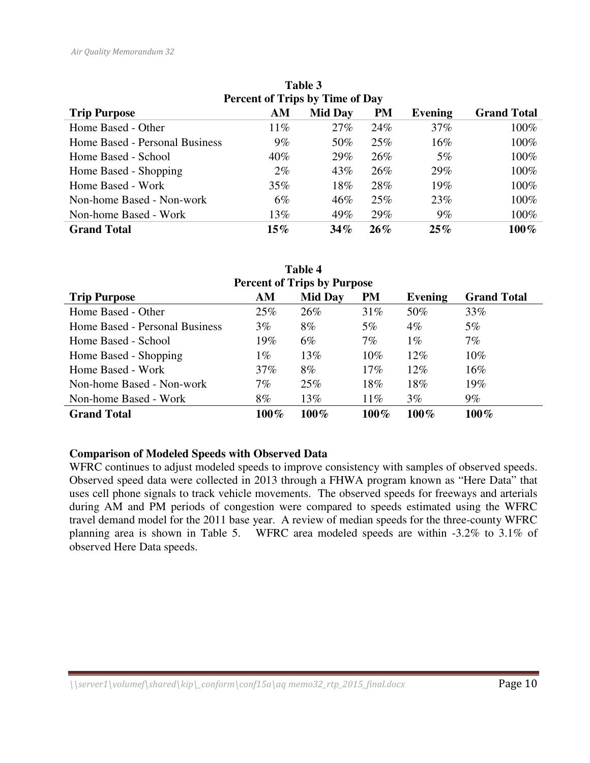**Table 3**
**Percent of Trips by Time of Day**

| Trip Purpose | AM | Mid Day | PM | Evening | Grand Total |
|---|---|---|---|---|---|
| Home Based - Other | 11% | 27% | 24% | 37% | 100% |
| Home Based - Personal Business | 9% | 50% | 25% | 16% | 100% |
| Home Based - School | 40% | 29% | 26% | 5% | 100% |
| Home Based - Shopping | 2% | 43% | 26% | 29% | 100% |
| Home Based - Work | 35% | 18% | 28% | 19% | 100% |
| Non-home Based - Non-work | 6% | 46% | 25% | 23% | 100% |
| Non-home Based - Work | 13% | 49% | 29% | 9% | 100% |
| **Grand Total** | **15%** | **34%** | **26%** | **25%** | **100%** |

**Table 4**
**Percent of Trips by Purpose**

| Trip Purpose | AM | Mid Day | PM | Evening | Grand Total |
|---|---|---|---|---|---|
| Home Based - Other | 25% | 26% | 31% | 50% | 33% |
| Home Based - Personal Business | 3% | 8% | 5% | 4% | 5% |
| Home Based - School | 19% | 6% | 7% | 1% | 7% |
| Home Based - Shopping | 1% | 13% | 10% | 12% | 10% |
| Home Based - Work | 37% | 8% | 17% | 12% | 16% |
| Non-home Based - Non-work | 7% | 25% | 18% | 18% | 19% |
| Non-home Based - Work | 8% | 13% | 11% | 3% | 9% |
| **Grand Total** | **100%** | **100%** | **100%** | **100%** | **100%** |

**Comparison of Modeled Speeds with Observed Data**

WFRC continues to adjust modeled speeds to improve consistency with samples of observed speeds. Observed speed data were collected in 2013 through a FHWA program known as "Here Data" that uses cell phone signals to track vehicle movements. The observed speeds for freeways and arterials during AM and PM periods of congestion were compared to speeds estimated using the WFRC travel demand model for the 2011 base year. A review of median speeds for the three-county WFRC planning area is shown in Table 5. WFRC area modeled speeds are within -3.2% to 3.1% of observed Here Data speeds.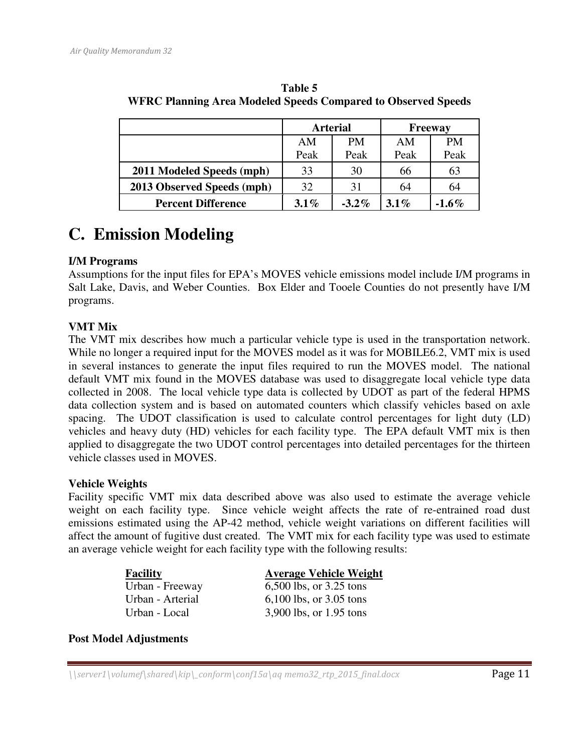**Table 5**
**WFRC Planning Area Modeled Speeds Compared to Observed Speeds**

| | Arterial | | Freeway | |
|---|---|---|---|---|
| | AM Peak | PM Peak | AM Peak | PM Peak |
| **2011 Modeled Speeds (mph)** | 33 | 30 | 66 | 63 |
| **2013 Observed Speeds (mph)** | 32 | 31 | 64 | 64 |
| **Percent Difference** | **3.1%** | **-3.2%** | **3.1%** | **-1.6%** |

# C. Emission Modeling

**I/M Programs**
Assumptions for the input files for EPA's MOVES vehicle emissions model include I/M programs in Salt Lake, Davis, and Weber Counties. Box Elder and Tooele Counties do not presently have I/M programs.

**VMT Mix**
The VMT mix describes how much a particular vehicle type is used in the transportation network. While no longer a required input for the MOVES model as it was for MOBILE6.2, VMT mix is used in several instances to generate the input files required to run the MOVES model. The national default VMT mix found in the MOVES database was used to disaggregate local vehicle type data collected in 2008. The local vehicle type data is collected by UDOT as part of the federal HPMS data collection system and is based on automated counters which classify vehicles based on axle spacing. The UDOT classification is used to calculate control percentages for light duty (LD) vehicles and heavy duty (HD) vehicles for each facility type. The EPA default VMT mix is then applied to disaggregate the two UDOT control percentages into detailed percentages for the thirteen vehicle classes used in MOVES.

**Vehicle Weights**
Facility specific VMT mix data described above was also used to estimate the average vehicle weight on each facility type. Since vehicle weight affects the rate of re-entrained road dust emissions estimated using the AP-42 method, vehicle weight variations on different facilities will affect the amount of fugitive dust created. The VMT mix for each facility type was used to estimate an average vehicle weight for each facility type with the following results:

| Facility | Average Vehicle Weight |
|---|---|
| Urban - Freeway | 6,500 lbs, or 3.25 tons |
| Urban - Arterial | 6,100 lbs, or 3.05 tons |
| Urban - Local | 3,900 lbs, or 1.95 tons |

**Post Model Adjustments**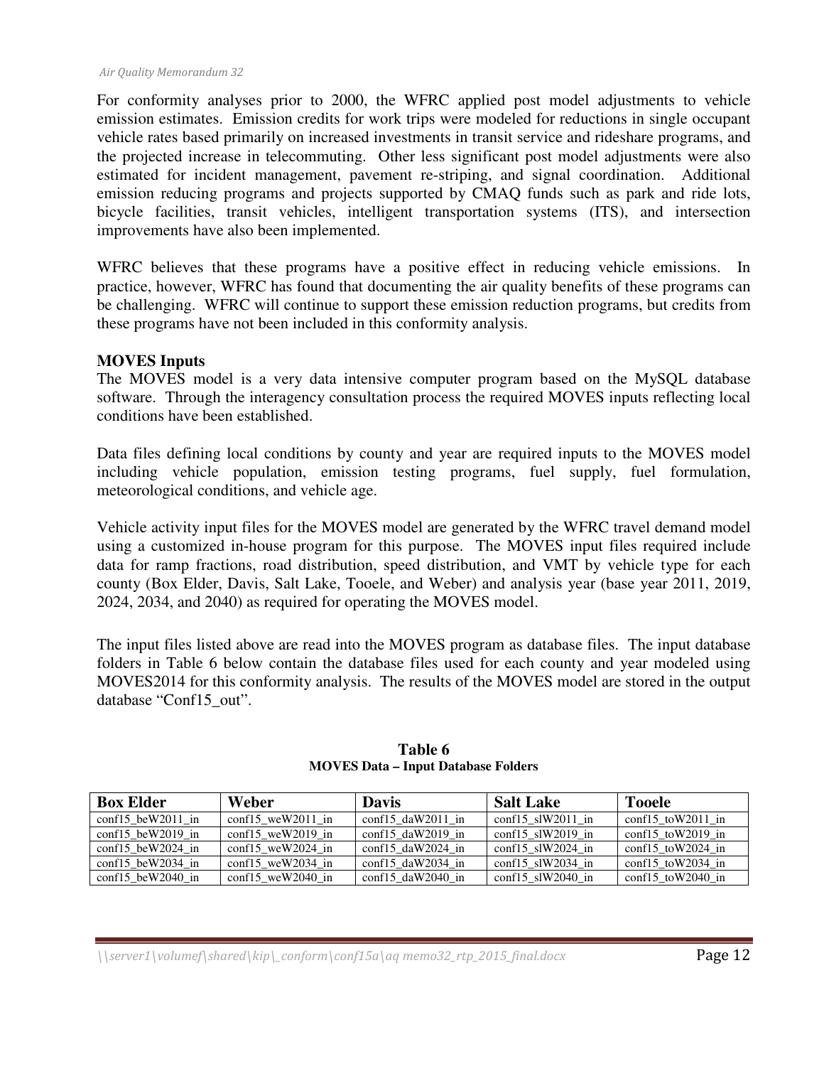For conformity analyses prior to 2000, the WFRC applied post model adjustments to vehicle emission estimates. Emission credits for work trips were modeled for reductions in single occupant vehicle rates based primarily on increased investments in transit service and rideshare programs, and the projected increase in telecommuting. Other less significant post model adjustments were also estimated for incident management, pavement re-striping, and signal coordination. Additional emission reducing programs and projects supported by CMAQ funds such as park and ride lots, bicycle facilities, transit vehicles, intelligent transportation systems (ITS), and intersection improvements have also been implemented.

WFRC believes that these programs have a positive effect in reducing vehicle emissions. In practice, however, WFRC has found that documenting the air quality benefits of these programs can be challenging. WFRC will continue to support these emission reduction programs, but credits from these programs have not been included in this conformity analysis.

**MOVES Inputs**

The MOVES model is a very data intensive computer program based on the MySQL database software. Through the interagency consultation process the required MOVES inputs reflecting local conditions have been established.

Data files defining local conditions by county and year are required inputs to the MOVES model including vehicle population, emission testing programs, fuel supply, fuel formulation, meteorological conditions, and vehicle age.

Vehicle activity input files for the MOVES model are generated by the WFRC travel demand model using a customized in-house program for this purpose. The MOVES input files required include data for ramp fractions, road distribution, speed distribution, and VMT by vehicle type for each county (Box Elder, Davis, Salt Lake, Tooele, and Weber) and analysis year (base year 2011, 2019, 2024, 2034, and 2040) as required for operating the MOVES model.

The input files listed above are read into the MOVES program as database files. The input database folders in Table 6 below contain the database files used for each county and year modeled using MOVES2014 for this conformity analysis. The results of the MOVES model are stored in the output database "Conf15_out".

**Table 6**
**MOVES Data – Input Database Folders**

| Box Elder | Weber | Davis | Salt Lake | Tooele |
|---|---|---|---|---|
| conf15_beW2011_in | conf15_weW2011_in | conf15_daW2011_in | conf15_slW2011_in | conf15_toW2011_in |
| conf15_beW2019_in | conf15_weW2019_in | conf15_daW2019_in | conf15_slW2019_in | conf15_toW2019_in |
| conf15_beW2024_in | conf15_weW2024_in | conf15_daW2024_in | conf15_slW2024_in | conf15_toW2024_in |
| conf15_beW2034_in | conf15_weW2034_in | conf15_daW2034_in | conf15_slW2034_in | conf15_toW2034_in |
| conf15_beW2040_in | conf15_weW2040_in | conf15_daW2040_in | conf15_slW2040_in | conf15_toW2040_in |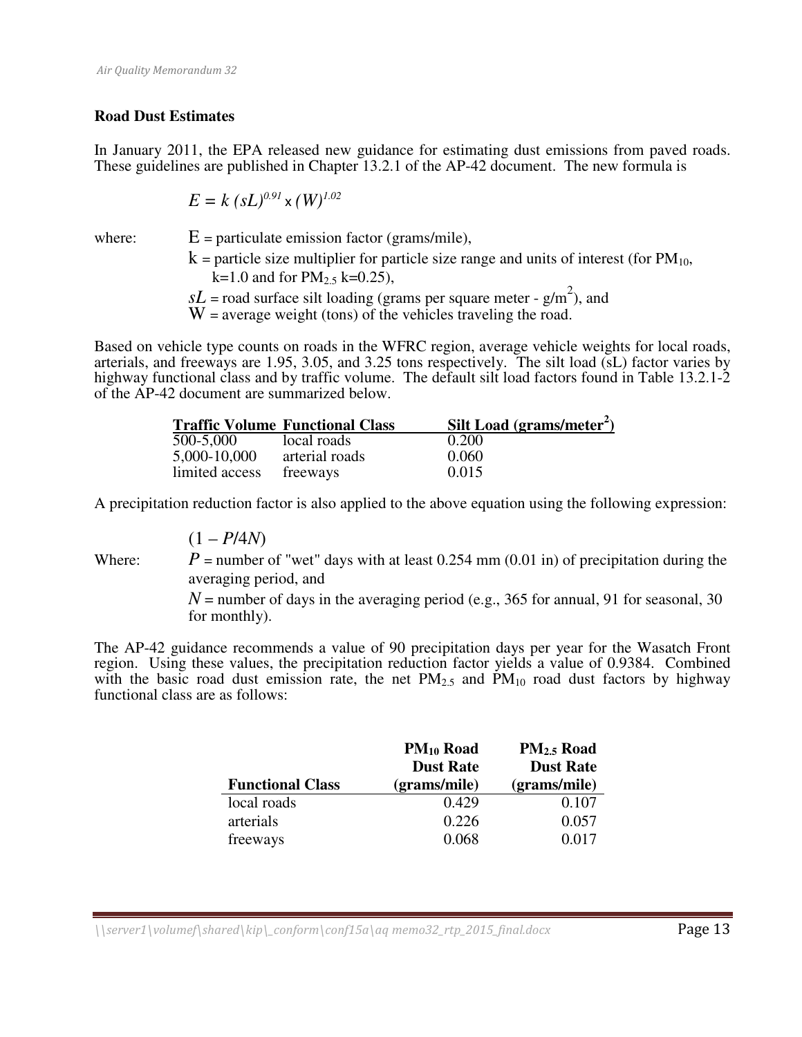## Road Dust Estimates

In January 2011, the EPA released new guidance for estimating dust emissions from paved roads. These guidelines are published in Chapter 13.2.1 of the AP-42 document. The new formula is

$$E = k\,(sL)^{0.91} \times (W)^{1.02}$$

where:
- $E$ = particulate emission factor (grams/mile),
- $k$ = particle size multiplier for particle size range and units of interest (for $PM_{10}$, k=1.0 and for $PM_{2.5}$ k=0.25),
- $sL$ = road surface silt loading (grams per square meter - $g/m^2$), and
- $W$ = average weight (tons) of the vehicles traveling the road.

Based on vehicle type counts on roads in the WFRC region, average vehicle weights for local roads, arterials, and freeways are 1.95, 3.05, and 3.25 tons respectively. The silt load (sL) factor varies by highway functional class and by traffic volume. The default silt load factors found in Table 13.2.1-2 of the AP-42 document are summarized below.

| Traffic Volume | Functional Class | Silt Load (grams/meter$^2$) |
|---|---|---|
| 500-5,000 | local roads | 0.200 |
| 5,000-10,000 | arterial roads | 0.060 |
| limited access | freeways | 0.015 |

A precipitation reduction factor is also applied to the above equation using the following expression:

$$(1 - P/4N)$$

Where:
- $P$ = number of "wet" days with at least 0.254 mm (0.01 in) of precipitation during the averaging period, and
- $N$ = number of days in the averaging period (e.g., 365 for annual, 91 for seasonal, 30 for monthly).

The AP-42 guidance recommends a value of 90 precipitation days per year for the Wasatch Front region. Using these values, the precipitation reduction factor yields a value of 0.9384. Combined with the basic road dust emission rate, the net $PM_{2.5}$ and $PM_{10}$ road dust factors by highway functional class are as follows:

| Functional Class | $PM_{10}$ Road Dust Rate (grams/mile) | $PM_{2.5}$ Road Dust Rate (grams/mile) |
|---|---:|---:|
| local roads | 0.429 | 0.107 |
| arterials | 0.226 | 0.057 |
| freeways | 0.068 | 0.017 |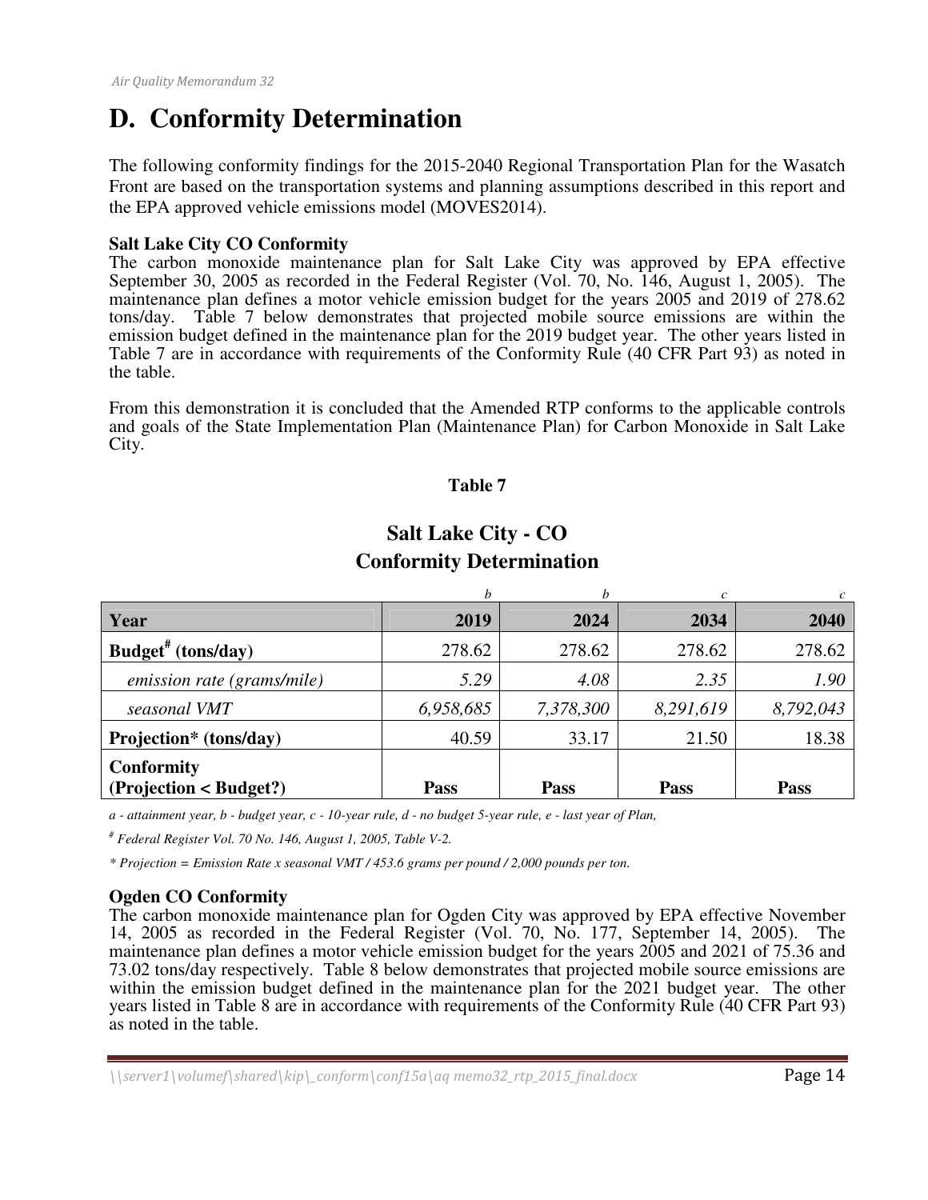# D. Conformity Determination

The following conformity findings for the 2015-2040 Regional Transportation Plan for the Wasatch Front are based on the transportation systems and planning assumptions described in this report and the EPA approved vehicle emissions model (MOVES2014).

**Salt Lake City CO Conformity**

The carbon monoxide maintenance plan for Salt Lake City was approved by EPA effective September 30, 2005 as recorded in the Federal Register (Vol. 70, No. 146, August 1, 2005). The maintenance plan defines a motor vehicle emission budget for the years 2005 and 2019 of 278.62 tons/day. Table 7 below demonstrates that projected mobile source emissions are within the emission budget defined in the maintenance plan for the 2019 budget year. The other years listed in Table 7 are in accordance with requirements of the Conformity Rule (40 CFR Part 93) as noted in the table.

From this demonstration it is concluded that the Amended RTP conforms to the applicable controls and goals of the State Implementation Plan (Maintenance Plan) for Carbon Monoxide in Salt Lake City.

**Table 7**

**Salt Lake City - CO**
**Conformity Determination**

| | *b* | *b* | *c* | *c* |
|---|---|---|---|---|
| **Year** | **2019** | **2024** | **2034** | **2040** |
| **Budget[#] (tons/day)** | 278.62 | 278.62 | 278.62 | 278.62 |
| *emission rate (grams/mile)* | *5.29* | *4.08* | *2.35* | *1.90* |
| *seasonal VMT* | *6,958,685* | *7,378,300* | *8,291,619* | *8,792,043* |
| **Projection* (tons/day)** | 40.59 | 33.17 | 21.50 | 18.38 |
| **Conformity (Projection < Budget?)** | **Pass** | **Pass** | **Pass** | **Pass** |

*a - attainment year, b - budget year, c - 10-year rule, d - no budget 5-year rule, e - last year of Plan,*

*[#] Federal Register Vol. 70 No. 146, August 1, 2005, Table V-2.*

*\* Projection = Emission Rate x seasonal VMT / 453.6 grams per pound / 2,000 pounds per ton.*

**Ogden CO Conformity**

The carbon monoxide maintenance plan for Ogden City was approved by EPA effective November 14, 2005 as recorded in the Federal Register (Vol. 70, No. 177, September 14, 2005). The maintenance plan defines a motor vehicle emission budget for the years 2005 and 2021 of 75.36 and 73.02 tons/day respectively. Table 8 below demonstrates that projected mobile source emissions are within the emission budget defined in the maintenance plan for the 2021 budget year. The other years listed in Table 8 are in accordance with requirements of the Conformity Rule (40 CFR Part 93) as noted in the table.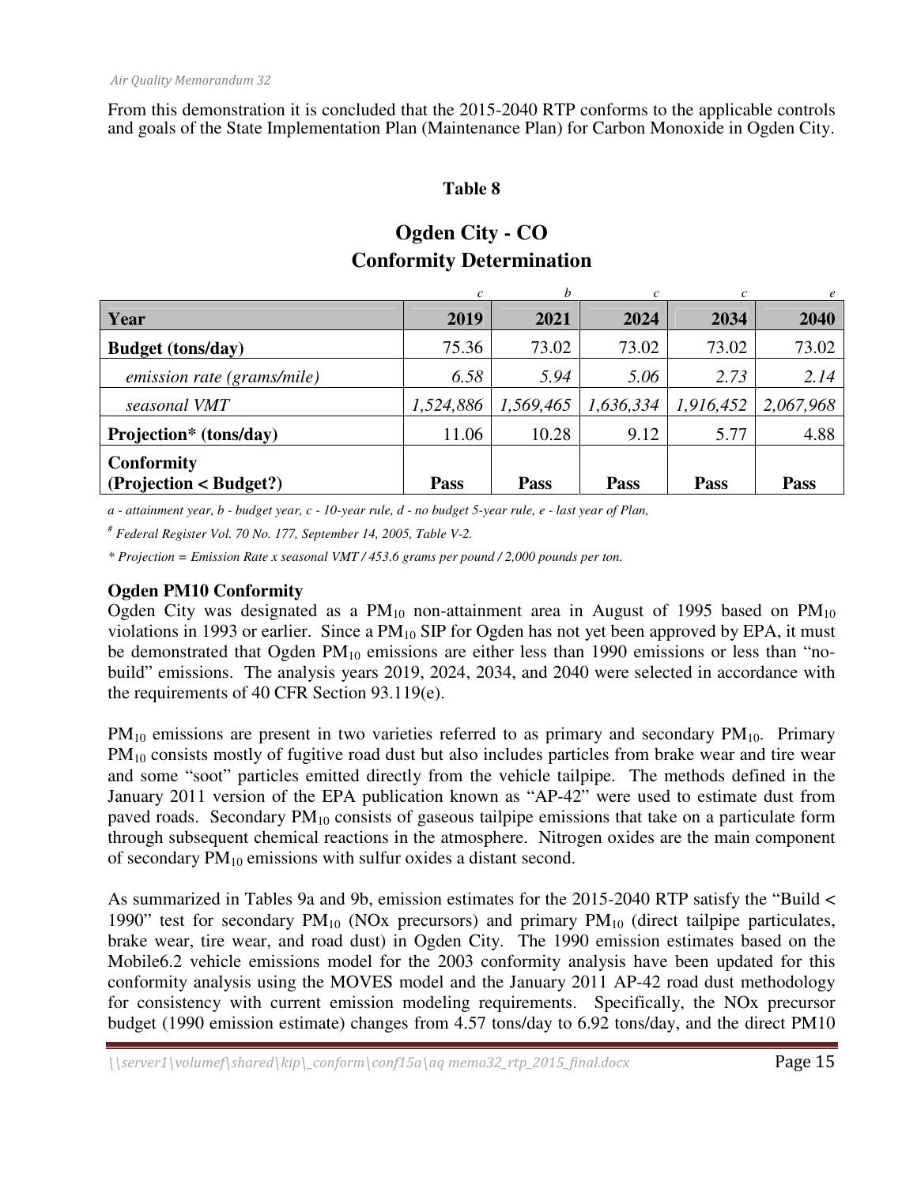From this demonstration it is concluded that the 2015-2040 RTP conforms to the applicable controls and goals of the State Implementation Plan (Maintenance Plan) for Carbon Monoxide in Ogden City.

**Table 8**

## Ogden City - CO
## Conformity Determination

| | *c* | *b* | *c* | *c* | *e* |
|---|---|---|---|---|---|
| **Year** | **2019** | **2021** | **2024** | **2034** | **2040** |
| **Budget (tons/day)** | 75.36 | 73.02 | 73.02 | 73.02 | 73.02 |
| *emission rate (grams/mile)* | *6.58* | *5.94* | *5.06* | *2.73* | *2.14* |
| *seasonal VMT* | *1,524,886* | *1,569,465* | *1,636,334* | *1,916,452* | *2,067,968* |
| **Projection\* (tons/day)** | 11.06 | 10.28 | 9.12 | 5.77 | 4.88 |
| **Conformity (Projection < Budget?)** | **Pass** | **Pass** | **Pass** | **Pass** | **Pass** |

*a - attainment year, b - budget year, c - 10-year rule, d - no budget 5-year rule, e - last year of Plan,*

*[#] Federal Register Vol. 70 No. 177, September 14, 2005, Table V-2.*

*\* Projection = Emission Rate x seasonal VMT / 453.6 grams per pound / 2,000 pounds per ton.*

### Ogden PM10 Conformity

Ogden City was designated as a $PM_{10}$ non-attainment area in August of 1995 based on $PM_{10}$ violations in 1993 or earlier. Since a $PM_{10}$ SIP for Ogden has not yet been approved by EPA, it must be demonstrated that Ogden $PM_{10}$ emissions are either less than 1990 emissions or less than "no-build" emissions. The analysis years 2019, 2024, 2034, and 2040 were selected in accordance with the requirements of 40 CFR Section 93.119(e).

$PM_{10}$ emissions are present in two varieties referred to as primary and secondary $PM_{10}$. Primary $PM_{10}$ consists mostly of fugitive road dust but also includes particles from brake wear and tire wear and some "soot" particles emitted directly from the vehicle tailpipe. The methods defined in the January 2011 version of the EPA publication known as "AP-42" were used to estimate dust from paved roads. Secondary $PM_{10}$ consists of gaseous tailpipe emissions that take on a particulate form through subsequent chemical reactions in the atmosphere. Nitrogen oxides are the main component of secondary $PM_{10}$ emissions with sulfur oxides a distant second.

As summarized in Tables 9a and 9b, emission estimates for the 2015-2040 RTP satisfy the "Build < 1990" test for secondary $PM_{10}$ (NOx precursors) and primary $PM_{10}$ (direct tailpipe particulates, brake wear, tire wear, and road dust) in Ogden City. The 1990 emission estimates based on the Mobile6.2 vehicle emissions model for the 2003 conformity analysis have been updated for this conformity analysis using the MOVES model and the January 2011 AP-42 road dust methodology for consistency with current emission modeling requirements. Specifically, the NOx precursor budget (1990 emission estimate) changes from 4.57 tons/day to 6.92 tons/day, and the direct PM10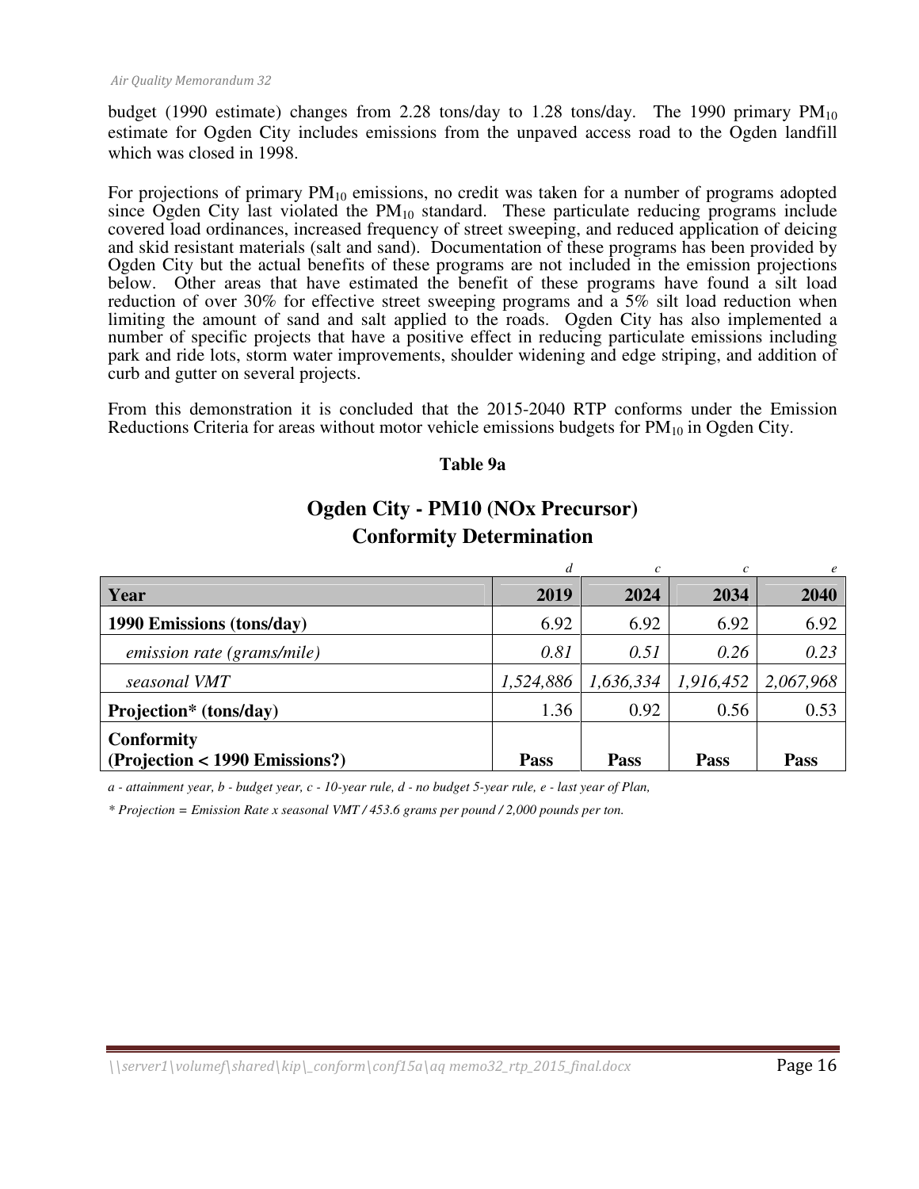budget (1990 estimate) changes from 2.28 tons/day to 1.28 tons/day. The 1990 primary $PM_{10}$ estimate for Ogden City includes emissions from the unpaved access road to the Ogden landfill which was closed in 1998.

For projections of primary $PM_{10}$ emissions, no credit was taken for a number of programs adopted since Ogden City last violated the $PM_{10}$ standard. These particulate reducing programs include covered load ordinances, increased frequency of street sweeping, and reduced application of deicing and skid resistant materials (salt and sand). Documentation of these programs has been provided by Ogden City but the actual benefits of these programs are not included in the emission projections below. Other areas that have estimated the benefit of these programs have found a silt load reduction of over 30% for effective street sweeping programs and a 5% silt load reduction when limiting the amount of sand and salt applied to the roads. Ogden City has also implemented a number of specific projects that have a positive effect in reducing particulate emissions including park and ride lots, storm water improvements, shoulder widening and edge striping, and addition of curb and gutter on several projects.

From this demonstration it is concluded that the 2015-2040 RTP conforms under the Emission Reductions Criteria for areas without motor vehicle emissions budgets for $PM_{10}$ in Ogden City.

**Table 9a**

## Ogden City - PM10 (NOx Precursor) Conformity Determination

| | *d* | *c* | *c* | *e* |
|---|---:|---:|---:|---:|
| **Year** | **2019** | **2024** | **2034** | **2040** |
| **1990 Emissions (tons/day)** | 6.92 | 6.92 | 6.92 | 6.92 |
| *emission rate (grams/mile)* | *0.81* | *0.51* | *0.26* | *0.23* |
| *seasonal VMT* | *1,524,886* | *1,636,334* | *1,916,452* | *2,067,968* |
| **Projection\* (tons/day)** | 1.36 | 0.92 | 0.56 | 0.53 |
| **Conformity (Projection < 1990 Emissions?)** | **Pass** | **Pass** | **Pass** | **Pass** |

*a - attainment year, b - budget year, c - 10-year rule, d - no budget 5-year rule, e - last year of Plan,*

*\* Projection = Emission Rate x seasonal VMT / 453.6 grams per pound / 2,000 pounds per ton.*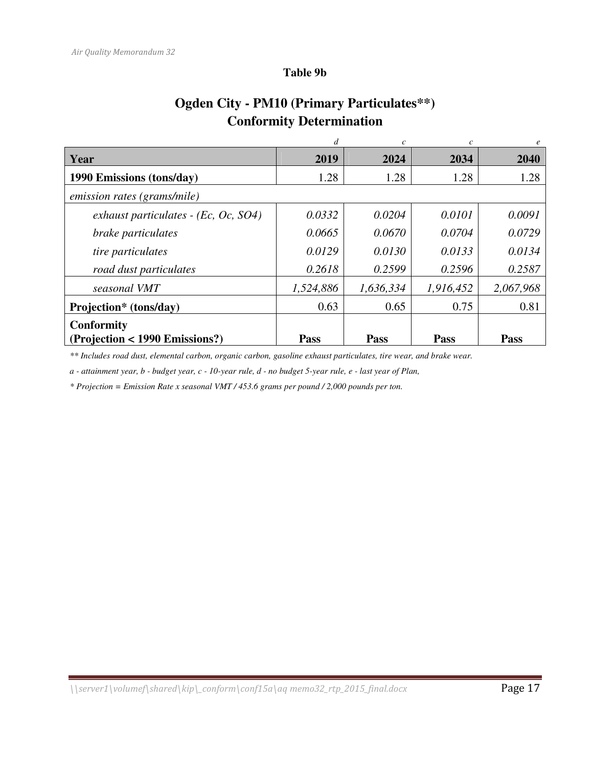**Table 9b**

## Ogden City - PM10 (Primary Particulates**)
## Conformity Determination

| | *d* | *c* | *c* | *e* |
|---|---|---|---|---|
| **Year** | **2019** | **2024** | **2034** | **2040** |
| **1990 Emissions (tons/day)** | 1.28 | 1.28 | 1.28 | 1.28 |
| *emission rates (grams/mile)* | | | | |
| *exhaust particulates - (Ec, Oc, SO4)* | *0.0332* | *0.0204* | *0.0101* | *0.0091* |
| *brake particulates* | *0.0665* | *0.0670* | *0.0704* | *0.0729* |
| *tire particulates* | *0.0129* | *0.0130* | *0.0133* | *0.0134* |
| *road dust particulates* | *0.2618* | *0.2599* | *0.2596* | *0.2587* |
| *seasonal VMT* | *1,524,886* | *1,636,334* | *1,916,452* | *2,067,968* |
| **Projection* (tons/day)** | 0.63 | 0.65 | 0.75 | 0.81 |
| **Conformity (Projection < 1990 Emissions?)** | **Pass** | **Pass** | **Pass** | **Pass** |

*** Includes road dust, elemental carbon, organic carbon, gasoline exhaust particulates, tire wear, and brake wear.*

*a - attainment year, b - budget year, c - 10-year rule, d - no budget 5-year rule, e - last year of Plan,*

** Projection = Emission Rate x seasonal VMT / 453.6 grams per pound / 2,000 pounds per ton.*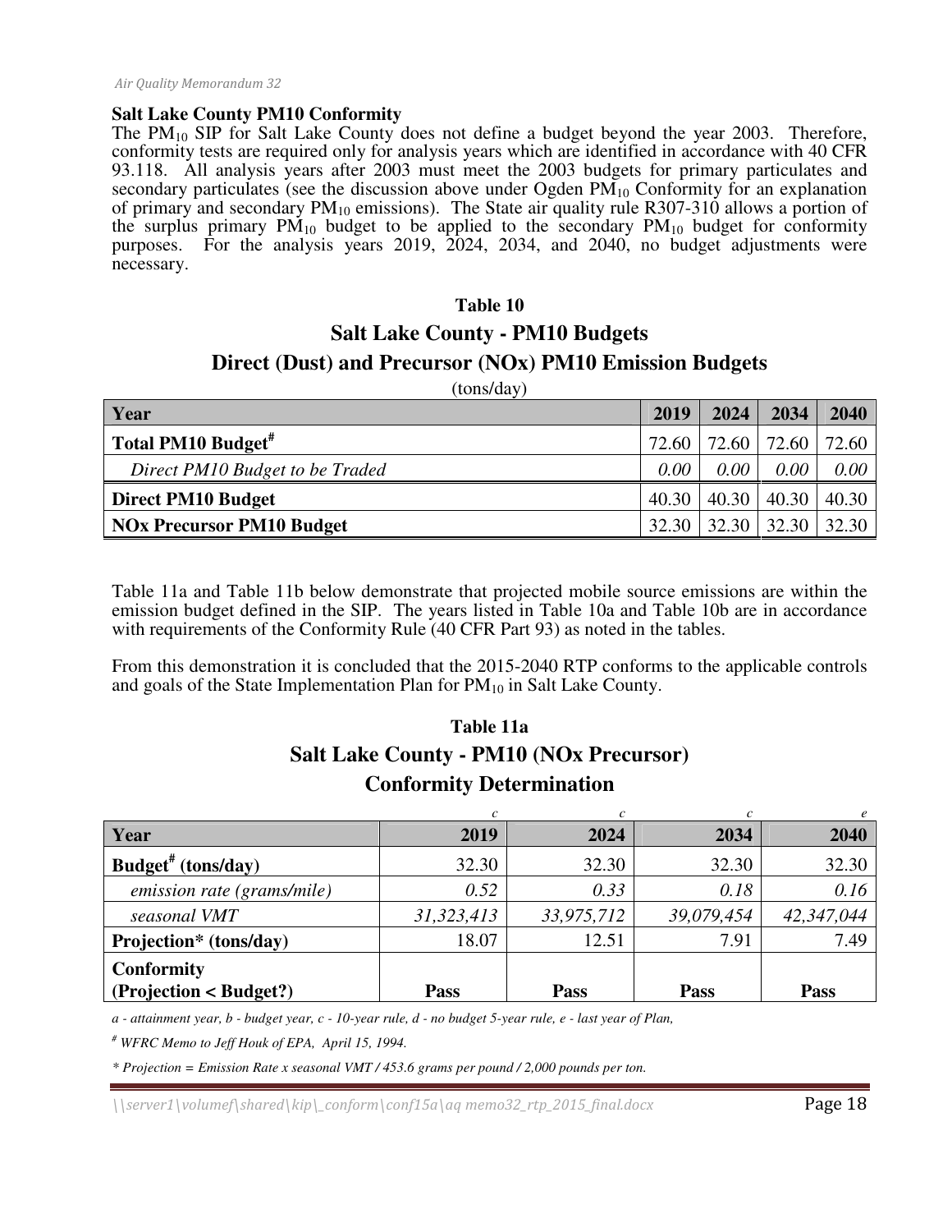**Salt Lake County PM10 Conformity**

The $PM_{10}$ SIP for Salt Lake County does not define a budget beyond the year 2003. Therefore, conformity tests are required only for analysis years which are identified in accordance with 40 CFR 93.118. All analysis years after 2003 must meet the 2003 budgets for primary particulates and secondary particulates (see the discussion above under Ogden $PM_{10}$ Conformity for an explanation of primary and secondary $PM_{10}$ emissions). The State air quality rule R307-310 allows a portion of the surplus primary $PM_{10}$ budget to be applied to the secondary $PM_{10}$ budget for conformity purposes. For the analysis years 2019, 2024, 2034, and 2040, no budget adjustments were necessary.

**Table 10**

**Salt Lake County - PM10 Budgets**

**Direct (Dust) and Precursor (NOx) PM10 Emission Budgets**

(tons/day)

| Year | 2019 | 2024 | 2034 | 2040 |
|---|---|---|---|---|
| **Total PM10 Budget#** | 72.60 | 72.60 | 72.60 | 72.60 |
| *Direct PM10 Budget to be Traded* | *0.00* | *0.00* | *0.00* | *0.00* |
| **Direct PM10 Budget** | 40.30 | 40.30 | 40.30 | 40.30 |
| **NOx Precursor PM10 Budget** | 32.30 | 32.30 | 32.30 | 32.30 |

Table 11a and Table 11b below demonstrate that projected mobile source emissions are within the emission budget defined in the SIP. The years listed in Table 10a and Table 10b are in accordance with requirements of the Conformity Rule (40 CFR Part 93) as noted in the tables.

From this demonstration it is concluded that the 2015-2040 RTP conforms to the applicable controls and goals of the State Implementation Plan for $PM_{10}$ in Salt Lake County.

**Table 11a**

**Salt Lake County - PM10 (NOx Precursor)**

**Conformity Determination**

| | *c* | *c* | *c* | *e* |
|---|---|---|---|---|
| **Year** | **2019** | **2024** | **2034** | **2040** |
| **Budget# (tons/day)** | 32.30 | 32.30 | 32.30 | 32.30 |
| *emission rate (grams/mile)* | *0.52* | *0.33* | *0.18* | *0.16* |
| *seasonal VMT* | *31,323,413* | *33,975,712* | *39,079,454* | *42,347,044* |
| **Projection* (tons/day)** | 18.07 | 12.51 | 7.91 | 7.49 |
| **Conformity (Projection < Budget?)** | **Pass** | **Pass** | **Pass** | **Pass** |

*a - attainment year, b - budget year, c - 10-year rule, d - no budget 5-year rule, e - last year of Plan,*

*# WFRC Memo to Jeff Houk of EPA, April 15, 1994.*

** Projection = Emission Rate x seasonal VMT / 453.6 grams per pound / 2,000 pounds per ton.*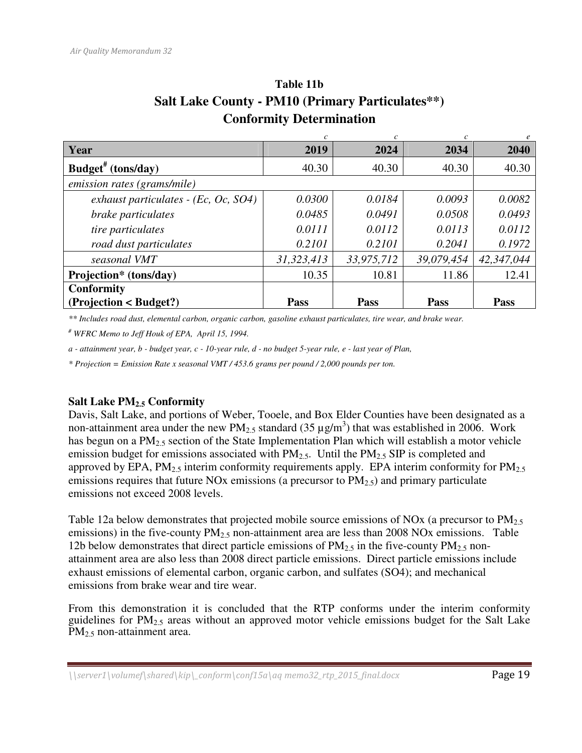### Table 11b
## Salt Lake County - PM10 (Primary Particulates**) Conformity Determination

| | *c* | *c* | *c* | *e* |
|---|---|---|---|---|
| **Year** | **2019** | **2024** | **2034** | **2040** |
| **Budget[#] (tons/day)** | 40.30 | 40.30 | 40.30 | 40.30 |
| *emission rates (grams/mile)* | | | | |
| *exhaust particulates - (Ec, Oc, SO4)* | *0.0300* | *0.0184* | *0.0093* | *0.0082* |
| *brake particulates* | *0.0485* | *0.0491* | *0.0508* | *0.0493* |
| *tire particulates* | *0.0111* | *0.0112* | *0.0113* | *0.0112* |
| *road dust particulates* | *0.2101* | *0.2101* | *0.2041* | *0.1972* |
| *seasonal VMT* | *31,323,413* | *33,975,712* | *39,079,454* | *42,347,044* |
| **Projection* (tons/day)** | 10.35 | 10.81 | 11.86 | 12.41 |
| **Conformity (Projection < Budget?)** | **Pass** | **Pass** | **Pass** | **Pass** |

*** Includes road dust, elemental carbon, organic carbon, gasoline exhaust particulates, tire wear, and brake wear.*

*[#] WFRC Memo to Jeff Houk of EPA, April 15, 1994.*

*a - attainment year, b - budget year, c - 10-year rule, d - no budget 5-year rule, e - last year of Plan,*

** Projection = Emission Rate x seasonal VMT / 453.6 grams per pound / 2,000 pounds per ton.*

**Salt Lake $PM_{2.5}$ Conformity**

Davis, Salt Lake, and portions of Weber, Tooele, and Box Elder Counties have been designated as a non-attainment area under the new $PM_{2.5}$ standard (35 µg/m$^3$) that was established in 2006. Work has begun on a $PM_{2.5}$ section of the State Implementation Plan which will establish a motor vehicle emission budget for emissions associated with $PM_{2.5}$. Until the $PM_{2.5}$ SIP is completed and approved by EPA, $PM_{2.5}$ interim conformity requirements apply. EPA interim conformity for $PM_{2.5}$ emissions requires that future NOx emissions (a precursor to $PM_{2.5}$) and primary particulate emissions not exceed 2008 levels.

Table 12a below demonstrates that projected mobile source emissions of NOx (a precursor to $PM_{2.5}$ emissions) in the five-county $PM_{2.5}$ non-attainment area are less than 2008 NOx emissions. Table 12b below demonstrates that direct particle emissions of $PM_{2.5}$ in the five-county $PM_{2.5}$ non-attainment area are also less than 2008 direct particle emissions. Direct particle emissions include exhaust emissions of elemental carbon, organic carbon, and sulfates (SO4); and mechanical emissions from brake wear and tire wear.

From this demonstration it is concluded that the RTP conforms under the interim conformity guidelines for $PM_{2.5}$ areas without an approved motor vehicle emissions budget for the Salt Lake $PM_{2.5}$ non-attainment area.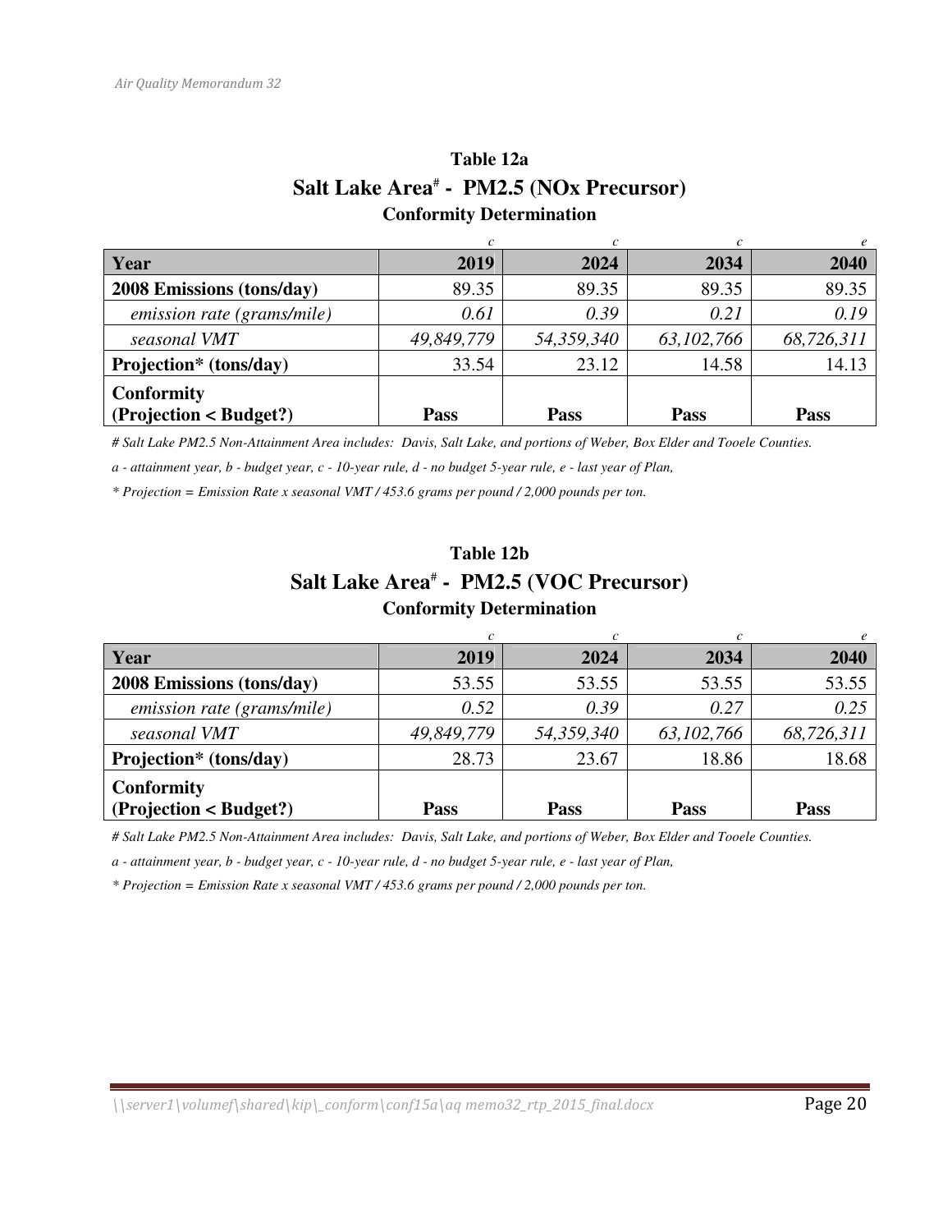### Table 12a

## Salt Lake Area# - PM2.5 (NOx Precursor)

**Conformity Determination**

| | *c* | *c* | *c* | *e* |
|---|---:|---:|---:|---:|
| **Year** | **2019** | **2024** | **2034** | **2040** |
| **2008 Emissions (tons/day)** | 89.35 | 89.35 | 89.35 | 89.35 |
| *emission rate (grams/mile)* | *0.61* | *0.39* | *0.21* | *0.19* |
| *seasonal VMT* | *49,849,779* | *54,359,340* | *63,102,766* | *68,726,311* |
| **Projection* (tons/day)** | 33.54 | 23.12 | 14.58 | 14.13 |
| **Conformity (Projection < Budget?)** | **Pass** | **Pass** | **Pass** | **Pass** |

*# Salt Lake PM2.5 Non-Attainment Area includes: Davis, Salt Lake, and portions of Weber, Box Elder and Tooele Counties.*

*a - attainment year, b - budget year, c - 10-year rule, d - no budget 5-year rule, e - last year of Plan,*

** Projection = Emission Rate x seasonal VMT / 453.6 grams per pound / 2,000 pounds per ton.*

### Table 12b

## Salt Lake Area# - PM2.5 (VOC Precursor)

**Conformity Determination**

| | *c* | *c* | *c* | *e* |
|---|---:|---:|---:|---:|
| **Year** | **2019** | **2024** | **2034** | **2040** |
| **2008 Emissions (tons/day)** | 53.55 | 53.55 | 53.55 | 53.55 |
| *emission rate (grams/mile)* | *0.52* | *0.39* | *0.27* | *0.25* |
| *seasonal VMT* | *49,849,779* | *54,359,340* | *63,102,766* | *68,726,311* |
| **Projection* (tons/day)** | 28.73 | 23.67 | 18.86 | 18.68 |
| **Conformity (Projection < Budget?)** | **Pass** | **Pass** | **Pass** | **Pass** |

*# Salt Lake PM2.5 Non-Attainment Area includes: Davis, Salt Lake, and portions of Weber, Box Elder and Tooele Counties.*

*a - attainment year, b - budget year, c - 10-year rule, d - no budget 5-year rule, e - last year of Plan,*

** Projection = Emission Rate x seasonal VMT / 453.6 grams per pound / 2,000 pounds per ton.*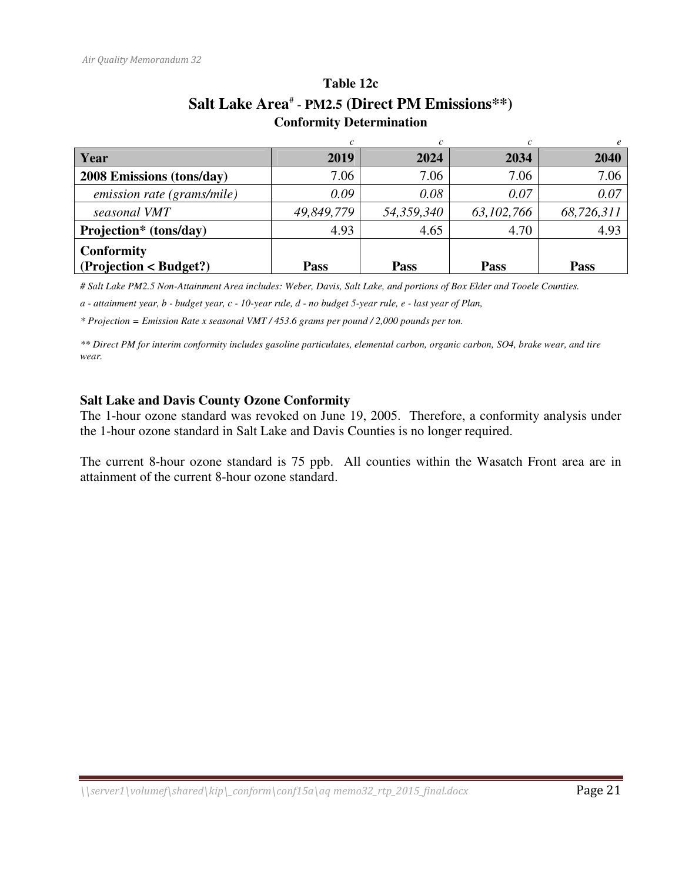**Table 12c**

**Salt Lake Area[#] - PM2.5 (Direct PM Emissions**)**

**Conformity Determination**

| | *c* | *c* | *c* | *e* |
|---|---|---|---|---|
| **Year** | **2019** | **2024** | **2034** | **2040** |
| **2008 Emissions (tons/day)** | 7.06 | 7.06 | 7.06 | 7.06 |
| *emission rate (grams/mile)* | *0.09* | *0.08* | *0.07* | *0.07* |
| *seasonal VMT* | *49,849,779* | *54,359,340* | *63,102,766* | *68,726,311* |
| **Projection* (tons/day)** | 4.93 | 4.65 | 4.70 | 4.93 |
| **Conformity (Projection < Budget?)** | **Pass** | **Pass** | **Pass** | **Pass** |

*# Salt Lake PM2.5 Non-Attainment Area includes: Weber, Davis, Salt Lake, and portions of Box Elder and Tooele Counties.*

*a - attainment year, b - budget year, c - 10-year rule, d - no budget 5-year rule, e - last year of Plan,*

** Projection = Emission Rate x seasonal VMT / 453.6 grams per pound / 2,000 pounds per ton.*

*** Direct PM for interim conformity includes gasoline particulates, elemental carbon, organic carbon, SO4, brake wear, and tire wear.*

**Salt Lake and Davis County Ozone Conformity**

The 1-hour ozone standard was revoked on June 19, 2005. Therefore, a conformity analysis under the 1-hour ozone standard in Salt Lake and Davis Counties is no longer required.

The current 8-hour ozone standard is 75 ppb. All counties within the Wasatch Front area are in attainment of the current 8-hour ozone standard.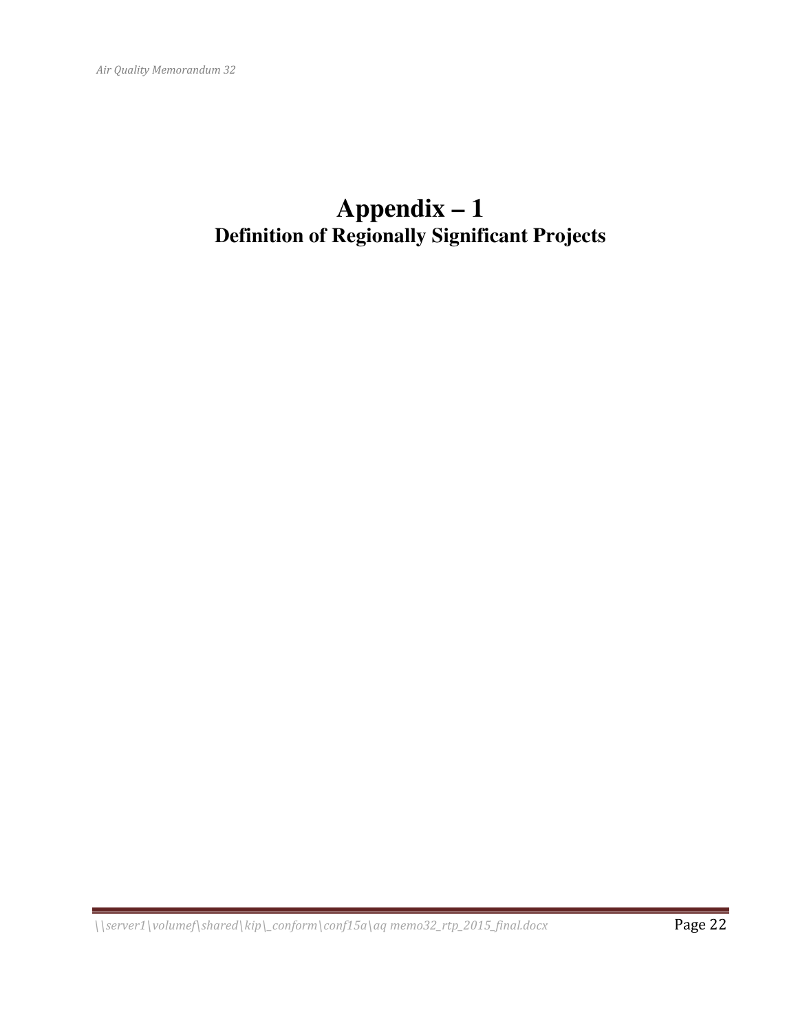# Appendix – 1

## Definition of Regionally Significant Projects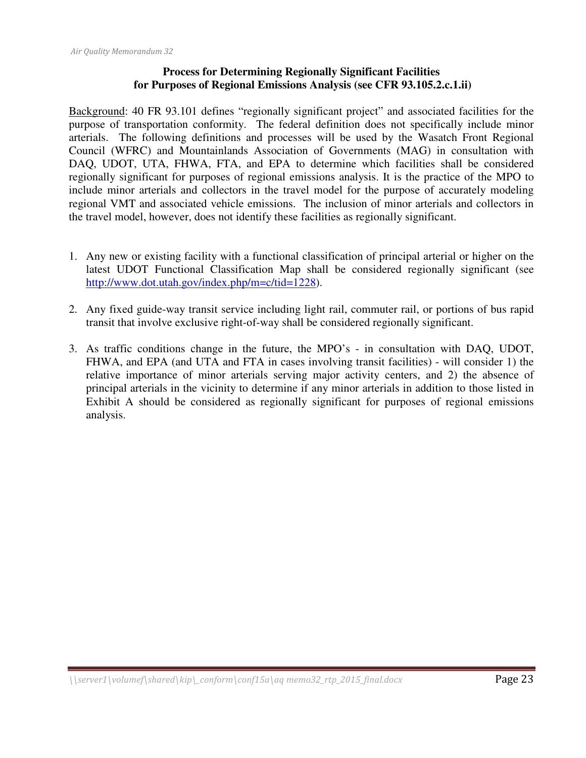**Process for Determining Regionally Significant Facilities for Purposes of Regional Emissions Analysis (see CFR 93.105.2.c.1.ii)**

Background: 40 FR 93.101 defines "regionally significant project" and associated facilities for the purpose of transportation conformity. The federal definition does not specifically include minor arterials. The following definitions and processes will be used by the Wasatch Front Regional Council (WFRC) and Mountainlands Association of Governments (MAG) in consultation with DAQ, UDOT, UTA, FHWA, FTA, and EPA to determine which facilities shall be considered regionally significant for purposes of regional emissions analysis. It is the practice of the MPO to include minor arterials and collectors in the travel model for the purpose of accurately modeling regional VMT and associated vehicle emissions. The inclusion of minor arterials and collectors in the travel model, however, does not identify these facilities as regionally significant.

1. Any new or existing facility with a functional classification of principal arterial or higher on the latest UDOT Functional Classification Map shall be considered regionally significant (see http://www.dot.utah.gov/index.php/m=c/tid=1228).

2. Any fixed guide-way transit service including light rail, commuter rail, or portions of bus rapid transit that involve exclusive right-of-way shall be considered regionally significant.

3. As traffic conditions change in the future, the MPO's - in consultation with DAQ, UDOT, FHWA, and EPA (and UTA and FTA in cases involving transit facilities) - will consider 1) the relative importance of minor arterials serving major activity centers, and 2) the absence of principal arterials in the vicinity to determine if any minor arterials in addition to those listed in Exhibit A should be considered as regionally significant for purposes of regional emissions analysis.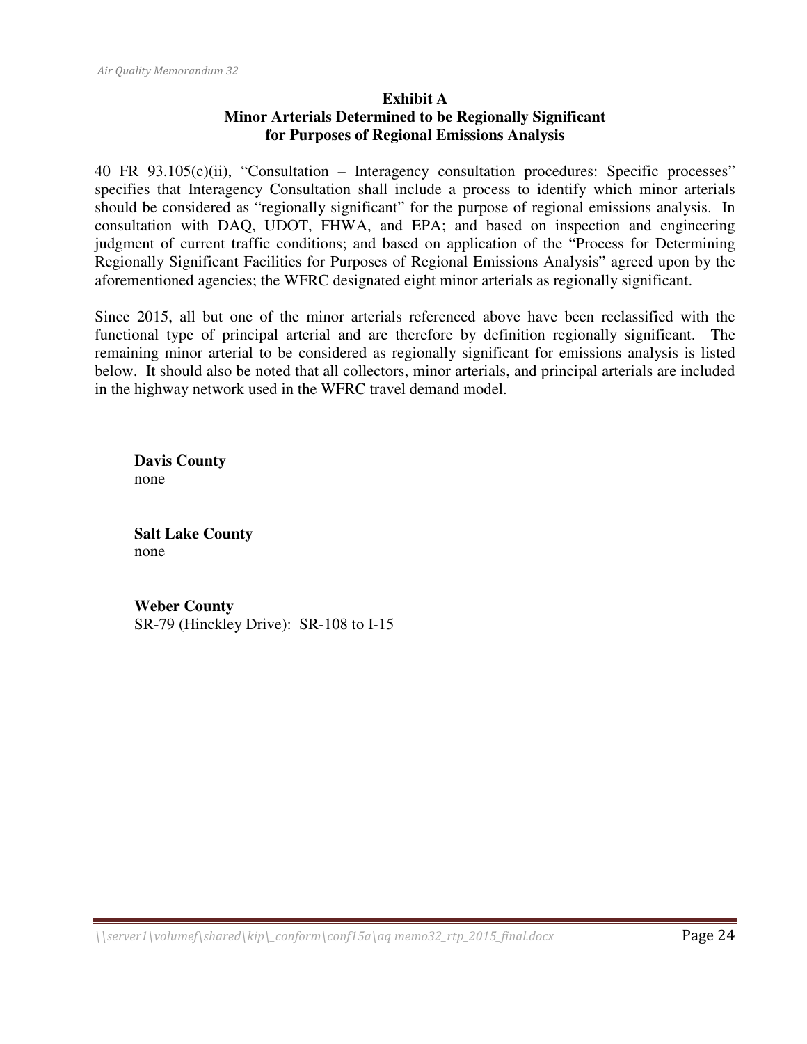**Exhibit A**
**Minor Arterials Determined to be Regionally Significant for Purposes of Regional Emissions Analysis**

40 FR 93.105(c)(ii), "Consultation – Interagency consultation procedures: Specific processes" specifies that Interagency Consultation shall include a process to identify which minor arterials should be considered as "regionally significant" for the purpose of regional emissions analysis. In consultation with DAQ, UDOT, FHWA, and EPA; and based on inspection and engineering judgment of current traffic conditions; and based on application of the "Process for Determining Regionally Significant Facilities for Purposes of Regional Emissions Analysis" agreed upon by the aforementioned agencies; the WFRC designated eight minor arterials as regionally significant.

Since 2015, all but one of the minor arterials referenced above have been reclassified with the functional type of principal arterial and are therefore by definition regionally significant. The remaining minor arterial to be considered as regionally significant for emissions analysis is listed below. It should also be noted that all collectors, minor arterials, and principal arterials are included in the highway network used in the WFRC travel demand model.

**Davis County**
none

**Salt Lake County**
none

**Weber County**
SR-79 (Hinckley Drive): SR-108 to I-15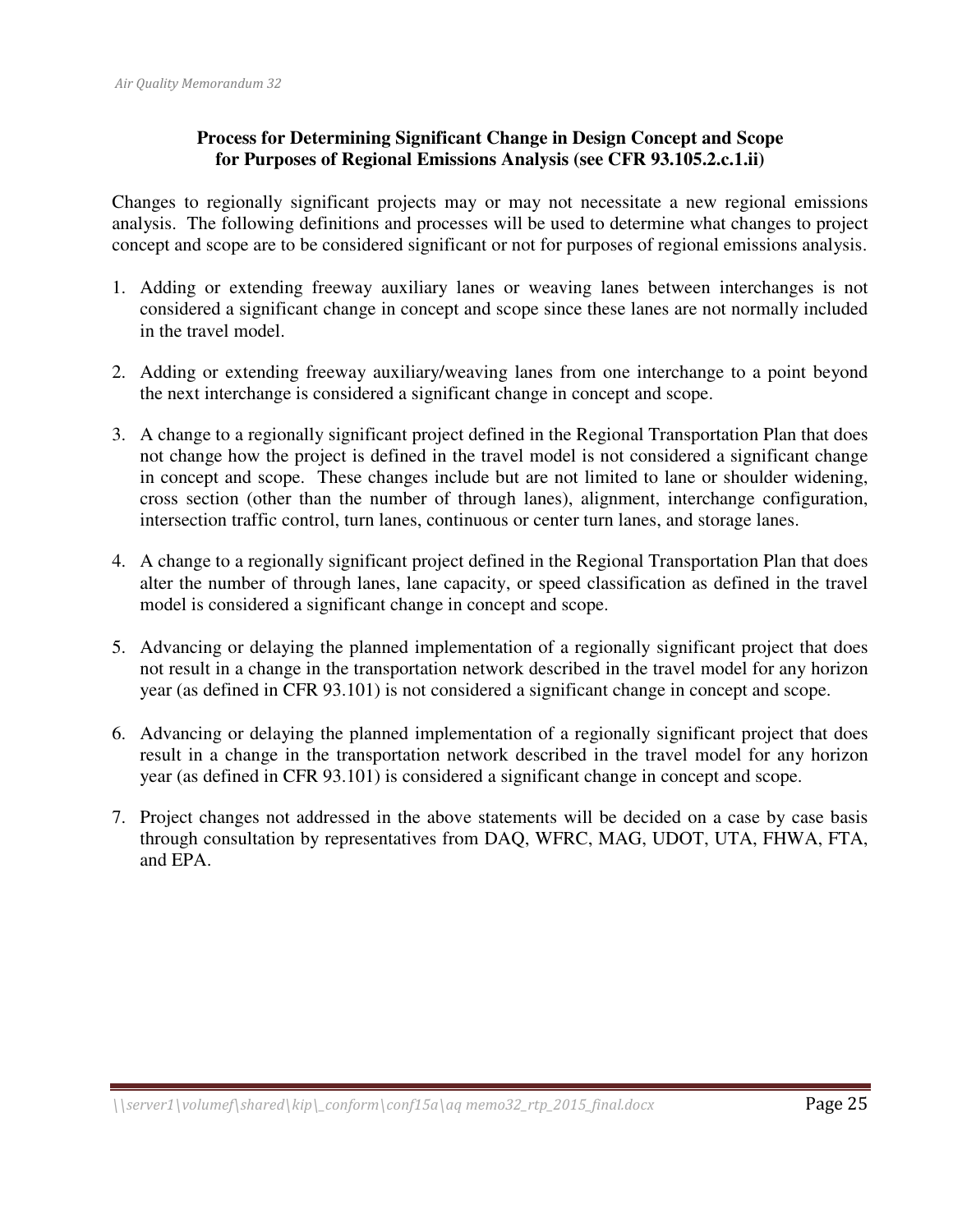**Process for Determining Significant Change in Design Concept and Scope for Purposes of Regional Emissions Analysis (see CFR 93.105.2.c.1.ii)**

Changes to regionally significant projects may or may not necessitate a new regional emissions analysis. The following definitions and processes will be used to determine what changes to project concept and scope are to be considered significant or not for purposes of regional emissions analysis.

1. Adding or extending freeway auxiliary lanes or weaving lanes between interchanges is not considered a significant change in concept and scope since these lanes are not normally included in the travel model.

2. Adding or extending freeway auxiliary/weaving lanes from one interchange to a point beyond the next interchange is considered a significant change in concept and scope.

3. A change to a regionally significant project defined in the Regional Transportation Plan that does not change how the project is defined in the travel model is not considered a significant change in concept and scope. These changes include but are not limited to lane or shoulder widening, cross section (other than the number of through lanes), alignment, interchange configuration, intersection traffic control, turn lanes, continuous or center turn lanes, and storage lanes.

4. A change to a regionally significant project defined in the Regional Transportation Plan that does alter the number of through lanes, lane capacity, or speed classification as defined in the travel model is considered a significant change in concept and scope.

5. Advancing or delaying the planned implementation of a regionally significant project that does not result in a change in the transportation network described in the travel model for any horizon year (as defined in CFR 93.101) is not considered a significant change in concept and scope.

6. Advancing or delaying the planned implementation of a regionally significant project that does result in a change in the transportation network described in the travel model for any horizon year (as defined in CFR 93.101) is considered a significant change in concept and scope.

7. Project changes not addressed in the above statements will be decided on a case by case basis through consultation by representatives from DAQ, WFRC, MAG, UDOT, UTA, FHWA, FTA, and EPA.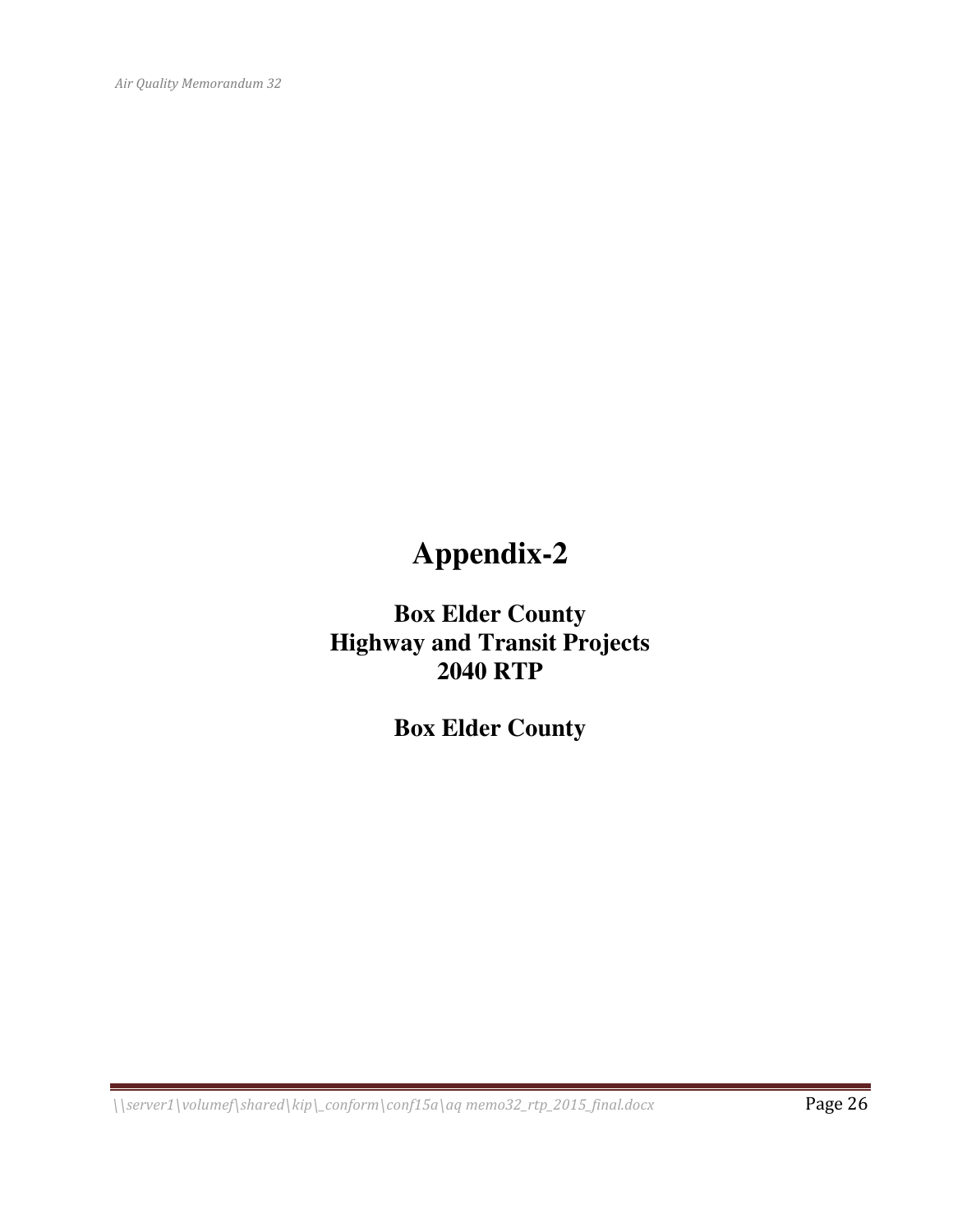# Appendix-2

## Box Elder County
## Highway and Transit Projects
## 2040 RTP

## Box Elder County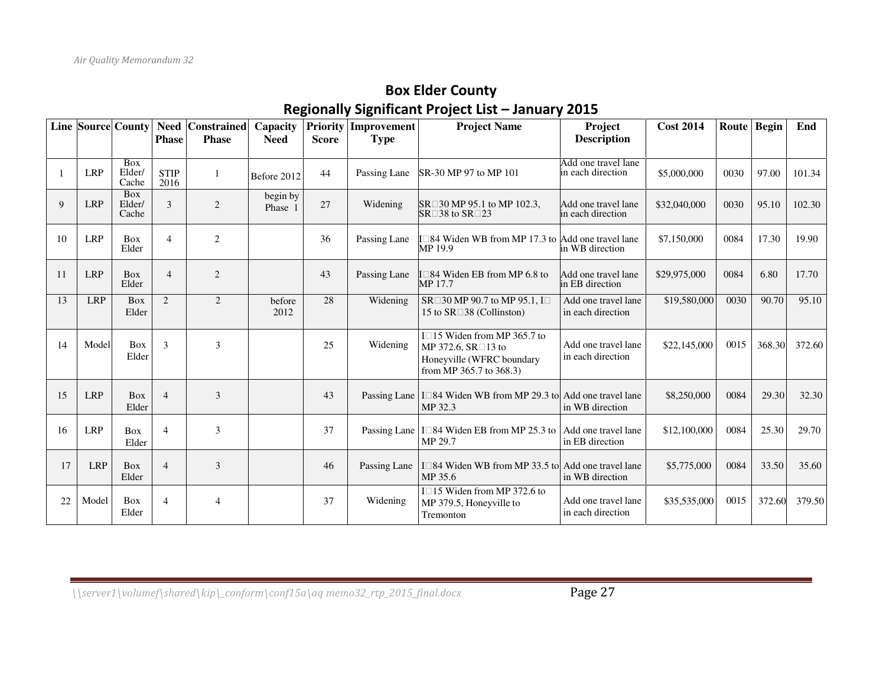## Box Elder County

## Regionally Significant Project List – January 2015

| Line | Source | County | Need Phase | Constrained Phase | Capacity Need | Priority Score | Improvement Type | Project Name | Project Description | Cost 2014 | Route | Begin | End |
|---|---|---|---|---|---|---|---|---|---|---|---|---|---|
| 1 | LRP | Box Elder/ Cache | STIP 2016 | 1 | Before 2012 | 44 | Passing Lane | SR-30 MP 97 to MP 101 | Add one travel lane in each direction | $5,000,000 | 0030 | 97.00 | 101.34 |
| 9 | LRP | Box Elder/ Cache | 3 | 2 | begin by Phase 1 | 27 | Widening | SR□30 MP 95.1 to MP 102.3, SR□38 to SR□23 | Add one travel lane in each direction | $32,040,000 | 0030 | 95.10 | 102.30 |
| 10 | LRP | Box Elder | 4 | 2 | | 36 | Passing Lane | I□84 Widen WB from MP 17.3 to MP 19.9 | Add one travel lane in WB direction | $7,150,000 | 0084 | 17.30 | 19.90 |
| 11 | LRP | Box Elder | 4 | 2 | | 43 | Passing Lane | I□84 Widen EB from MP 6.8 to MP 17.7 | Add one travel lane in EB direction | $29,975,000 | 0084 | 6.80 | 17.70 |
| 13 | LRP | Box Elder | 2 | 2 | before 2012 | 28 | Widening | SR□30 MP 90.7 to MP 95.1, I□15 to SR□38 (Collinston) | Add one travel lane in each direction | $19,580,000 | 0030 | 90.70 | 95.10 |
| 14 | Model | Box Elder | 3 | 3 | | 25 | Widening | I□15 Widen from MP 365.7 to MP 372.6, SR□13 to Honeyville (WFRC boundary from MP 365.7 to 368.3) | Add one travel lane in each direction | $22,145,000 | 0015 | 368.30 | 372.60 |
| 15 | LRP | Box Elder | 4 | 3 | | 43 | Passing Lane | I□84 Widen WB from MP 29.3 to MP 32.3 | Add one travel lane in WB direction | $8,250,000 | 0084 | 29.30 | 32.30 |
| 16 | LRP | Box Elder | 4 | 3 | | 37 | Passing Lane | I□84 Widen EB from MP 25.3 to MP 29.7 | Add one travel lane in EB direction | $12,100,000 | 0084 | 25.30 | 29.70 |
| 17 | LRP | Box Elder | 4 | 3 | | 46 | Passing Lane | I□84 Widen WB from MP 33.5 to MP 35.6 | Add one travel lane in WB direction | $5,775,000 | 0084 | 33.50 | 35.60 |
| 22 | Model | Box Elder | 4 | 4 | | 37 | Widening | I□15 Widen from MP 372.6 to MP 379.5, Honeyville to Tremonton | Add one travel lane in each direction | $35,535,000 | 0015 | 372.60 | 379.50 |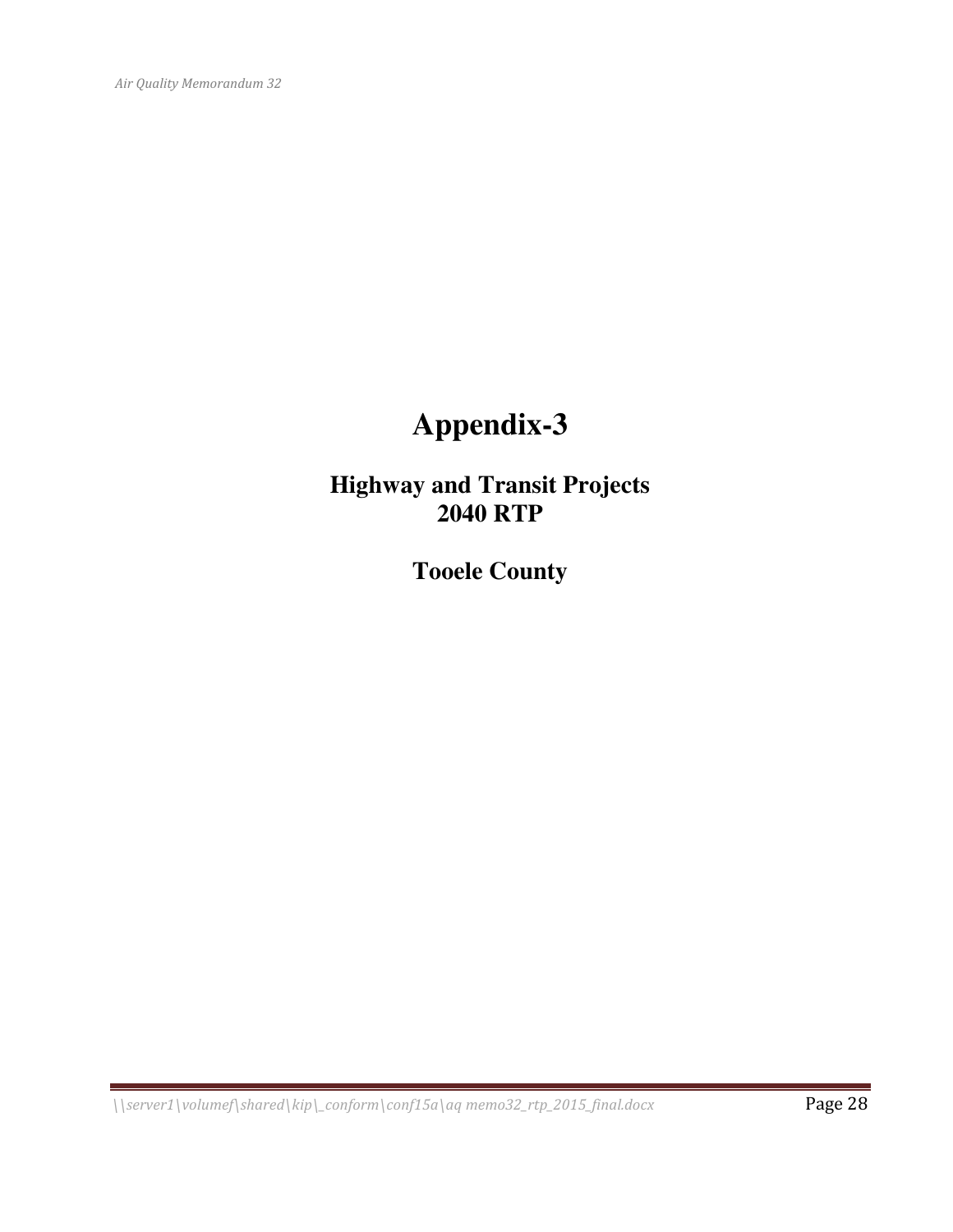# Appendix-3

## Highway and Transit Projects
## 2040 RTP

## Tooele County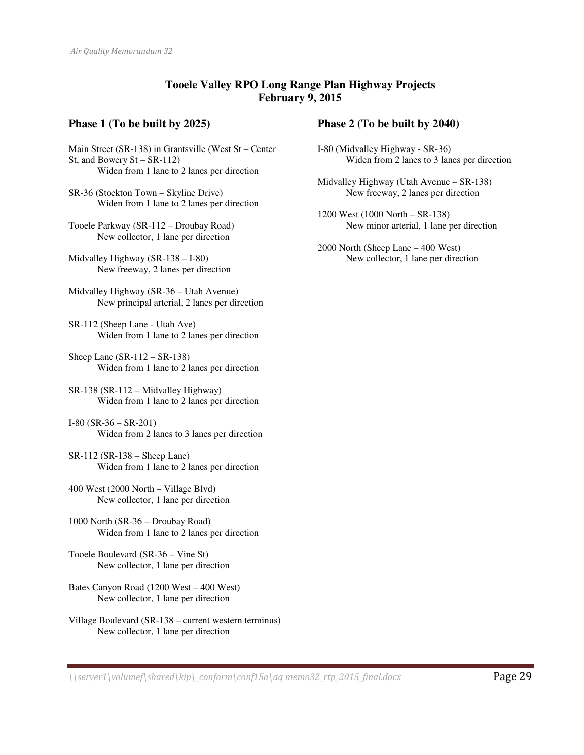## Tooele Valley RPO Long Range Plan Highway Projects
## February 9, 2015

### Phase 1 (To be built by 2025)

Main Street (SR-138) in Grantsville (West St – Center St, and Bowery St – SR-112)
Widen from 1 lane to 2 lanes per direction

SR-36 (Stockton Town – Skyline Drive)
Widen from 1 lane to 2 lanes per direction

Tooele Parkway (SR-112 – Droubay Road)
New collector, 1 lane per direction

Midvalley Highway (SR-138 – I-80)
New freeway, 2 lanes per direction

Midvalley Highway (SR-36 – Utah Avenue)
New principal arterial, 2 lanes per direction

SR-112 (Sheep Lane - Utah Ave)
Widen from 1 lane to 2 lanes per direction

Sheep Lane (SR-112 – SR-138)
Widen from 1 lane to 2 lanes per direction

SR-138 (SR-112 – Midvalley Highway)
Widen from 1 lane to 2 lanes per direction

I-80 (SR-36 – SR-201)
Widen from 2 lanes to 3 lanes per direction

SR-112 (SR-138 – Sheep Lane)
Widen from 1 lane to 2 lanes per direction

400 West (2000 North – Village Blvd)
New collector, 1 lane per direction

1000 North (SR-36 – Droubay Road)
Widen from 1 lane to 2 lanes per direction

Tooele Boulevard (SR-36 – Vine St)
New collector, 1 lane per direction

Bates Canyon Road (1200 West – 400 West)
New collector, 1 lane per direction

Village Boulevard (SR-138 – current western terminus)
New collector, 1 lane per direction

### Phase 2 (To be built by 2040)

I-80 (Midvalley Highway - SR-36)
Widen from 2 lanes to 3 lanes per direction

Midvalley Highway (Utah Avenue – SR-138)
New freeway, 2 lanes per direction

1200 West (1000 North – SR-138)
New minor arterial, 1 lane per direction

2000 North (Sheep Lane – 400 West)
New collector, 1 lane per direction